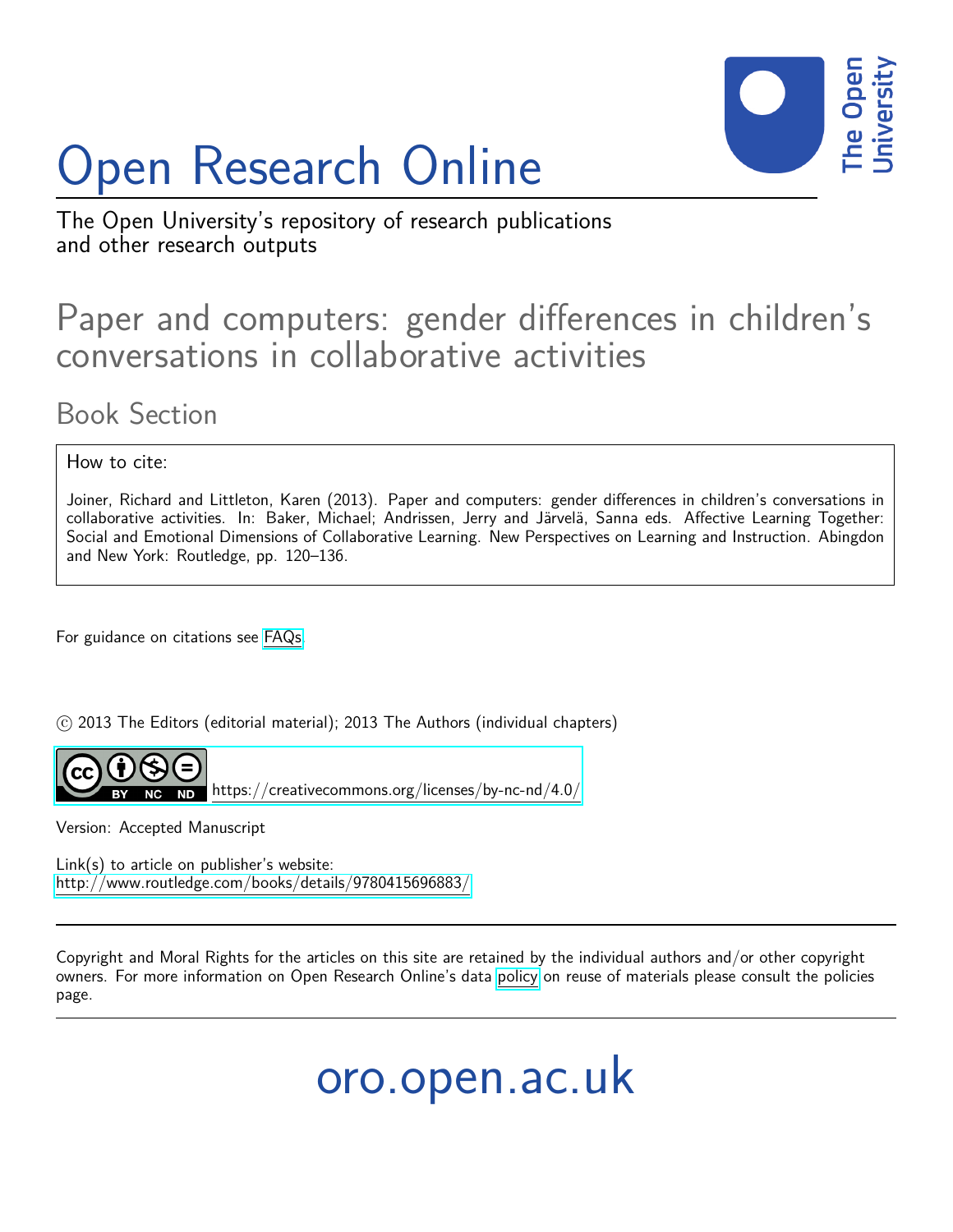# Open Research Online

The Open University's repository of research publications and other research outputs

## Paper and computers: gender differences in children's conversations in collaborative activities

### Book Section

How to cite:

Joiner, Richard and Littleton, Karen (2013). Paper and computers: gender differences in children's conversations in collaborative activities. In: Baker, Michael; Andrissen, Jerry and Järvelä, Sanna eds. Affective Learning Together: Social and Emotional Dimensions of Collaborative Learning. New Perspectives on Learning and Instruction. Abingdon and New York: Routledge, pp. 120–136.

For guidance on citations see FAQs.

© 2013 The Editors (editorial material); 2013 The Authors (individual chapters)

https://creativecommons.org/licenses/by-nc-nd/4.0/

Version: Accepted Manuscript

Link(s) to article on publisher's website:
http://www.routledge.com/books/details/9780415696883/

Copyright and Moral Rights for the articles on this site are retained by the individual authors and/or other copyright owners. For more information on Open Research Online's data policy on reuse of materials please consult the policies page.

oro.open.ac.uk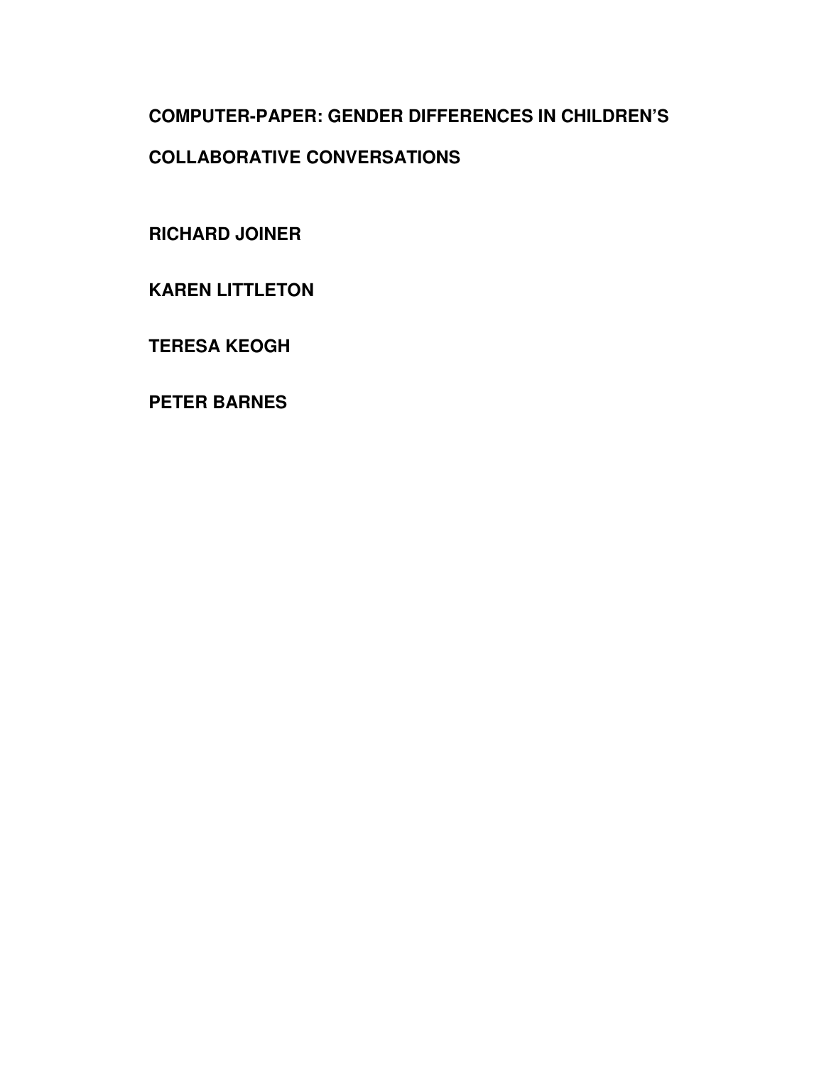# COMPUTER-PAPER: GENDER DIFFERENCES IN CHILDREN'S COLLABORATIVE CONVERSATIONS

**RICHARD JOINER**

**KAREN LITTLETON**

**TERESA KEOGH**

**PETER BARNES**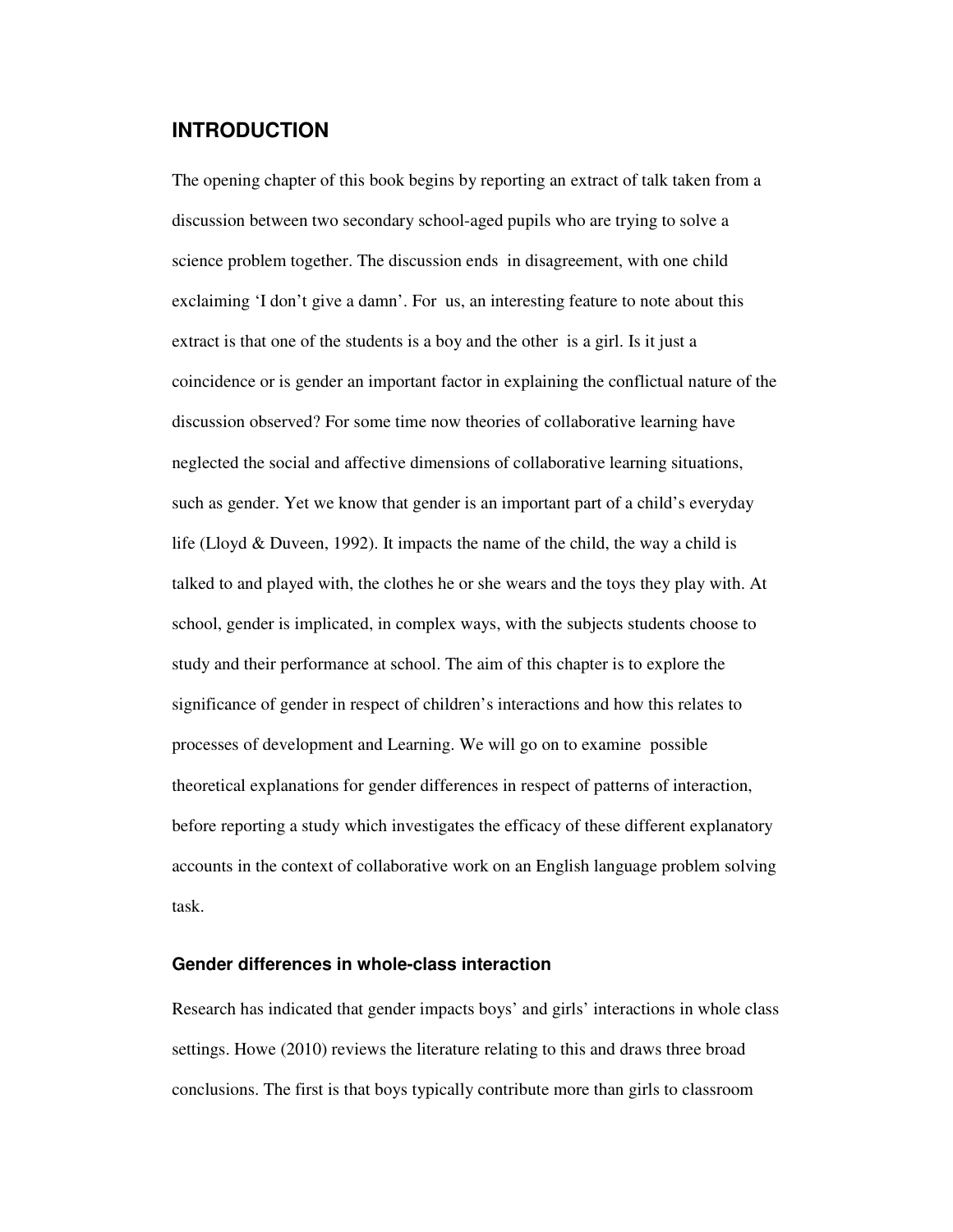## INTRODUCTION

The opening chapter of this book begins by reporting an extract of talk taken from a discussion between two secondary school-aged pupils who are trying to solve a science problem together. The discussion ends in disagreement, with one child exclaiming 'I don't give a damn'. For us, an interesting feature to note about this extract is that one of the students is a boy and the other is a girl. Is it just a coincidence or is gender an important factor in explaining the conflictual nature of the discussion observed? For some time now theories of collaborative learning have neglected the social and affective dimensions of collaborative learning situations, such as gender. Yet we know that gender is an important part of a child's everyday life (Lloyd & Duveen, 1992). It impacts the name of the child, the way a child is talked to and played with, the clothes he or she wears and the toys they play with. At school, gender is implicated, in complex ways, with the subjects students choose to study and their performance at school. The aim of this chapter is to explore the significance of gender in respect of children's interactions and how this relates to processes of development and Learning. We will go on to examine possible theoretical explanations for gender differences in respect of patterns of interaction, before reporting a study which investigates the efficacy of these different explanatory accounts in the context of collaborative work on an English language problem solving task.

### Gender differences in whole-class interaction

Research has indicated that gender impacts boys' and girls' interactions in whole class settings. Howe (2010) reviews the literature relating to this and draws three broad conclusions. The first is that boys typically contribute more than girls to classroom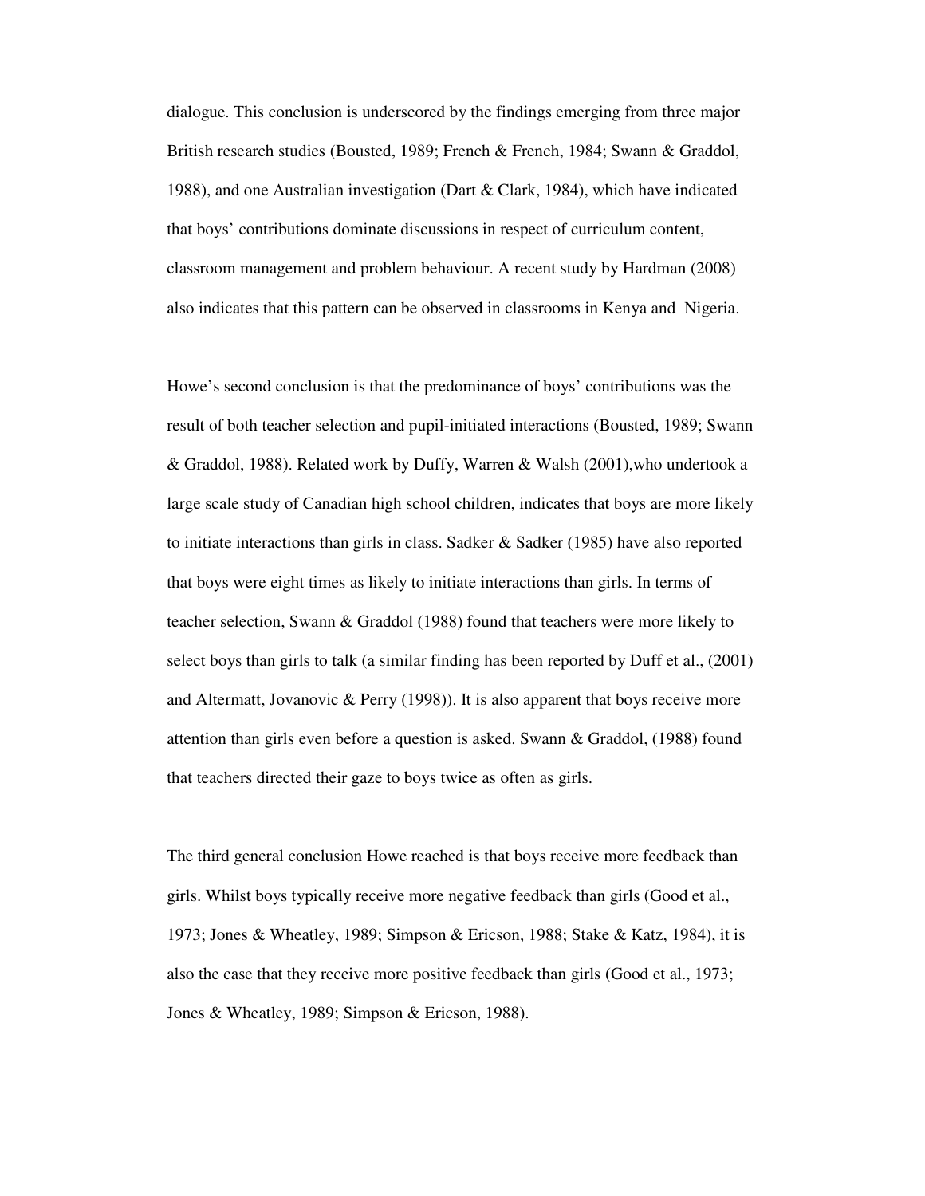dialogue. This conclusion is underscored by the findings emerging from three major British research studies (Bousted, 1989; French & French, 1984; Swann & Graddol, 1988), and one Australian investigation (Dart & Clark, 1984), which have indicated that boys' contributions dominate discussions in respect of curriculum content, classroom management and problem behaviour. A recent study by Hardman (2008) also indicates that this pattern can be observed in classrooms in Kenya and Nigeria.

Howe's second conclusion is that the predominance of boys' contributions was the result of both teacher selection and pupil-initiated interactions (Bousted, 1989; Swann & Graddol, 1988). Related work by Duffy, Warren & Walsh (2001),who undertook a large scale study of Canadian high school children, indicates that boys are more likely to initiate interactions than girls in class. Sadker & Sadker (1985) have also reported that boys were eight times as likely to initiate interactions than girls. In terms of teacher selection, Swann & Graddol (1988) found that teachers were more likely to select boys than girls to talk (a similar finding has been reported by Duff et al., (2001) and Altermatt, Jovanovic & Perry (1998)). It is also apparent that boys receive more attention than girls even before a question is asked. Swann & Graddol, (1988) found that teachers directed their gaze to boys twice as often as girls.

The third general conclusion Howe reached is that boys receive more feedback than girls. Whilst boys typically receive more negative feedback than girls (Good et al., 1973; Jones & Wheatley, 1989; Simpson & Ericson, 1988; Stake & Katz, 1984), it is also the case that they receive more positive feedback than girls (Good et al., 1973; Jones & Wheatley, 1989; Simpson & Ericson, 1988).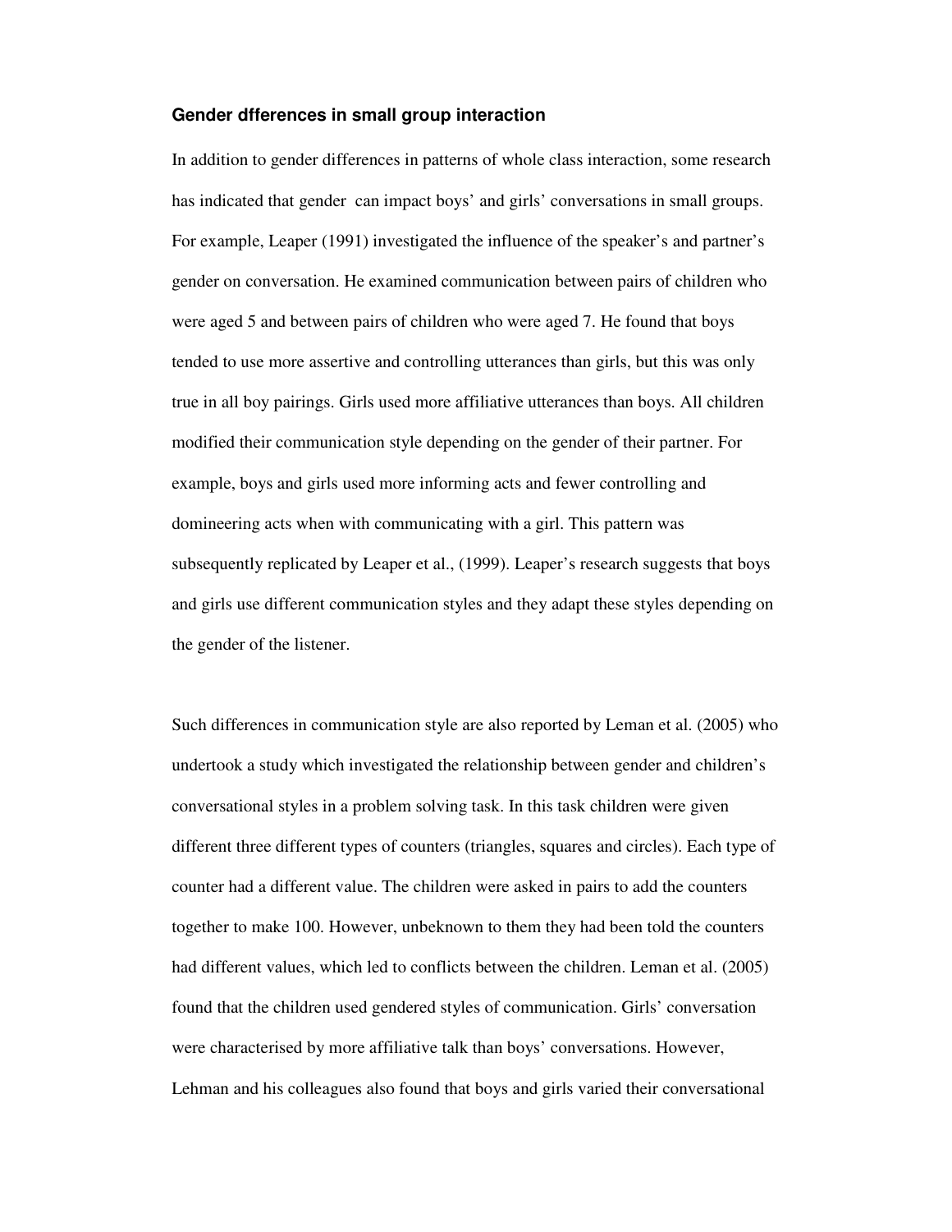### Gender dfferences in small group interaction

In addition to gender differences in patterns of whole class interaction, some research has indicated that gender can impact boys' and girls' conversations in small groups. For example, Leaper (1991) investigated the influence of the speaker's and partner's gender on conversation. He examined communication between pairs of children who were aged 5 and between pairs of children who were aged 7. He found that boys tended to use more assertive and controlling utterances than girls, but this was only true in all boy pairings. Girls used more affiliative utterances than boys. All children modified their communication style depending on the gender of their partner. For example, boys and girls used more informing acts and fewer controlling and domineering acts when with communicating with a girl. This pattern was subsequently replicated by Leaper et al., (1999). Leaper's research suggests that boys and girls use different communication styles and they adapt these styles depending on the gender of the listener.

Such differences in communication style are also reported by Leman et al. (2005) who undertook a study which investigated the relationship between gender and children's conversational styles in a problem solving task. In this task children were given different three different types of counters (triangles, squares and circles). Each type of counter had a different value. The children were asked in pairs to add the counters together to make 100. However, unbeknown to them they had been told the counters had different values, which led to conflicts between the children. Leman et al. (2005) found that the children used gendered styles of communication. Girls' conversation were characterised by more affiliative talk than boys' conversations. However, Lehman and his colleagues also found that boys and girls varied their conversational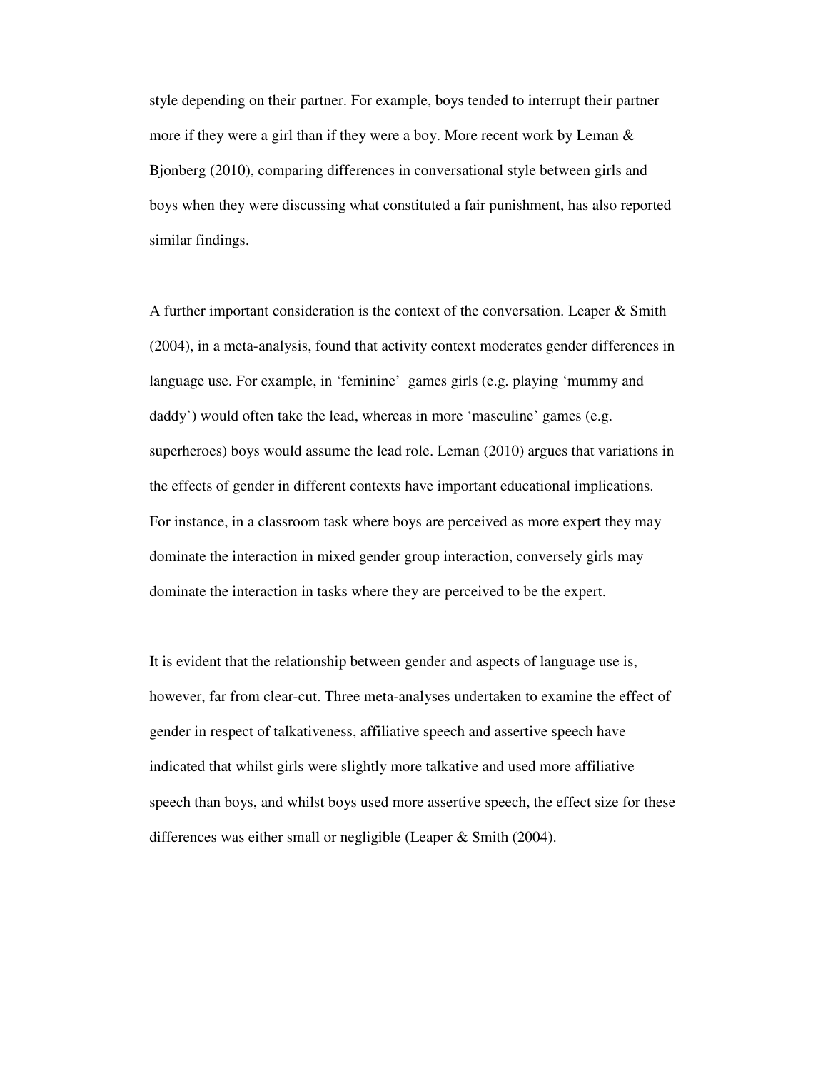style depending on their partner. For example, boys tended to interrupt their partner more if they were a girl than if they were a boy. More recent work by Leman & Bjonberg (2010), comparing differences in conversational style between girls and boys when they were discussing what constituted a fair punishment, has also reported similar findings.

A further important consideration is the context of the conversation. Leaper & Smith (2004), in a meta-analysis, found that activity context moderates gender differences in language use. For example, in 'feminine' games girls (e.g. playing 'mummy and daddy') would often take the lead, whereas in more 'masculine' games (e.g. superheroes) boys would assume the lead role. Leman (2010) argues that variations in the effects of gender in different contexts have important educational implications. For instance, in a classroom task where boys are perceived as more expert they may dominate the interaction in mixed gender group interaction, conversely girls may dominate the interaction in tasks where they are perceived to be the expert.

It is evident that the relationship between gender and aspects of language use is, however, far from clear-cut. Three meta-analyses undertaken to examine the effect of gender in respect of talkativeness, affiliative speech and assertive speech have indicated that whilst girls were slightly more talkative and used more affiliative speech than boys, and whilst boys used more assertive speech, the effect size for these differences was either small or negligible (Leaper & Smith (2004).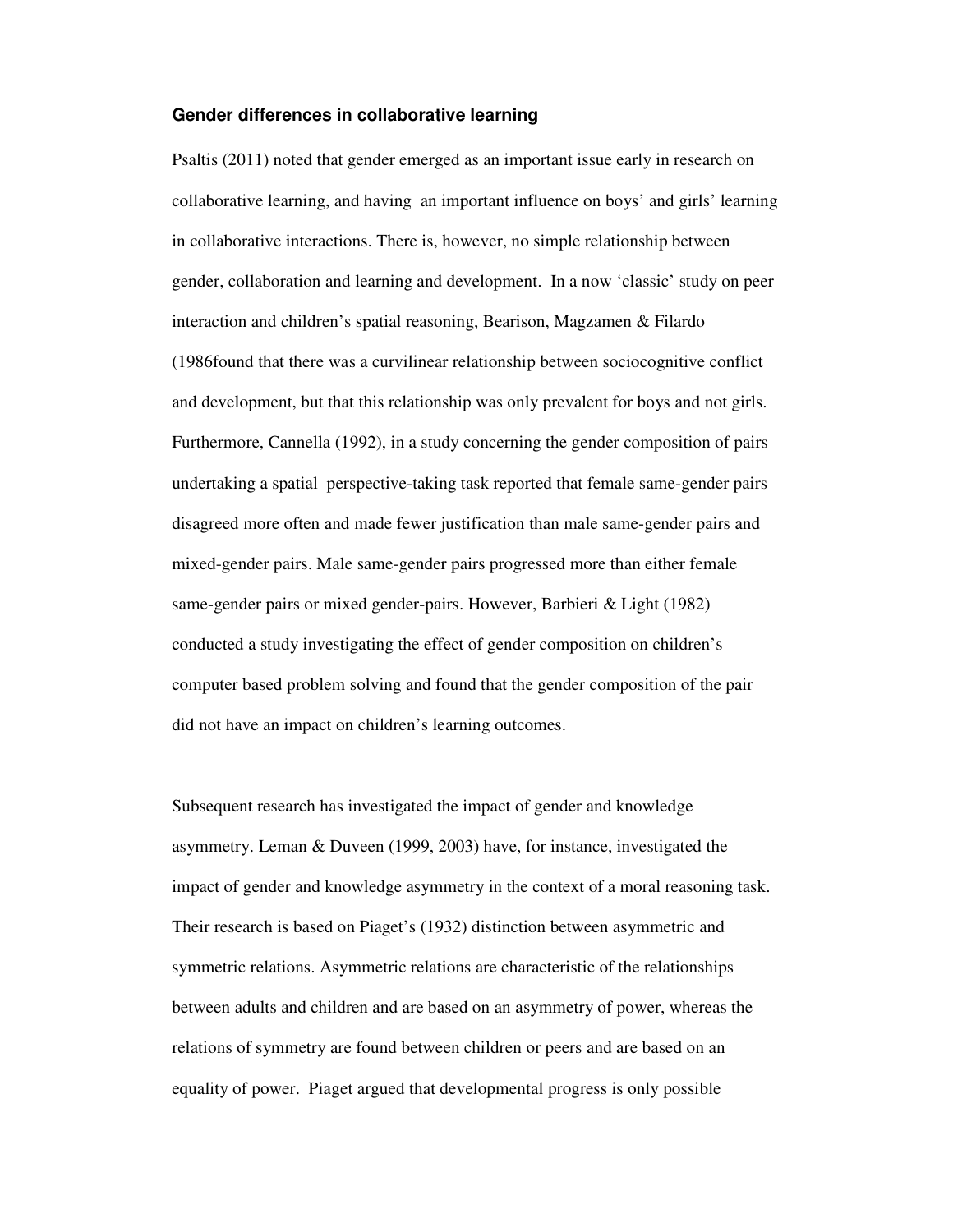### Gender differences in collaborative learning

Psaltis (2011) noted that gender emerged as an important issue early in research on collaborative learning, and having an important influence on boys' and girls' learning in collaborative interactions. There is, however, no simple relationship between gender, collaboration and learning and development. In a now 'classic' study on peer interaction and children's spatial reasoning, Bearison, Magzamen & Filardo (1986found that there was a curvilinear relationship between sociocognitive conflict and development, but that this relationship was only prevalent for boys and not girls. Furthermore, Cannella (1992), in a study concerning the gender composition of pairs undertaking a spatial perspective-taking task reported that female same-gender pairs disagreed more often and made fewer justification than male same-gender pairs and mixed-gender pairs. Male same-gender pairs progressed more than either female same-gender pairs or mixed gender-pairs. However, Barbieri & Light (1982) conducted a study investigating the effect of gender composition on children's computer based problem solving and found that the gender composition of the pair did not have an impact on children's learning outcomes.

Subsequent research has investigated the impact of gender and knowledge asymmetry. Leman & Duveen (1999, 2003) have, for instance, investigated the impact of gender and knowledge asymmetry in the context of a moral reasoning task. Their research is based on Piaget's (1932) distinction between asymmetric and symmetric relations. Asymmetric relations are characteristic of the relationships between adults and children and are based on an asymmetry of power, whereas the relations of symmetry are found between children or peers and are based on an equality of power. Piaget argued that developmental progress is only possible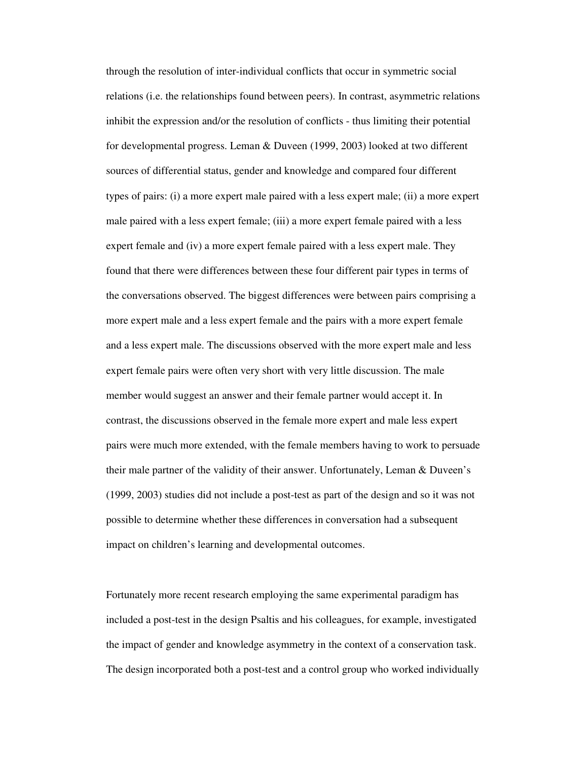through the resolution of inter-individual conflicts that occur in symmetric social relations (i.e. the relationships found between peers). In contrast, asymmetric relations inhibit the expression and/or the resolution of conflicts - thus limiting their potential for developmental progress. Leman & Duveen (1999, 2003) looked at two different sources of differential status, gender and knowledge and compared four different types of pairs: (i) a more expert male paired with a less expert male; (ii) a more expert male paired with a less expert female; (iii) a more expert female paired with a less expert female and (iv) a more expert female paired with a less expert male. They found that there were differences between these four different pair types in terms of the conversations observed. The biggest differences were between pairs comprising a more expert male and a less expert female and the pairs with a more expert female and a less expert male. The discussions observed with the more expert male and less expert female pairs were often very short with very little discussion. The male member would suggest an answer and their female partner would accept it. In contrast, the discussions observed in the female more expert and male less expert pairs were much more extended, with the female members having to work to persuade their male partner of the validity of their answer. Unfortunately, Leman & Duveen's (1999, 2003) studies did not include a post-test as part of the design and so it was not possible to determine whether these differences in conversation had a subsequent impact on children's learning and developmental outcomes.

Fortunately more recent research employing the same experimental paradigm has included a post-test in the design Psaltis and his colleagues, for example, investigated the impact of gender and knowledge asymmetry in the context of a conservation task. The design incorporated both a post-test and a control group who worked individually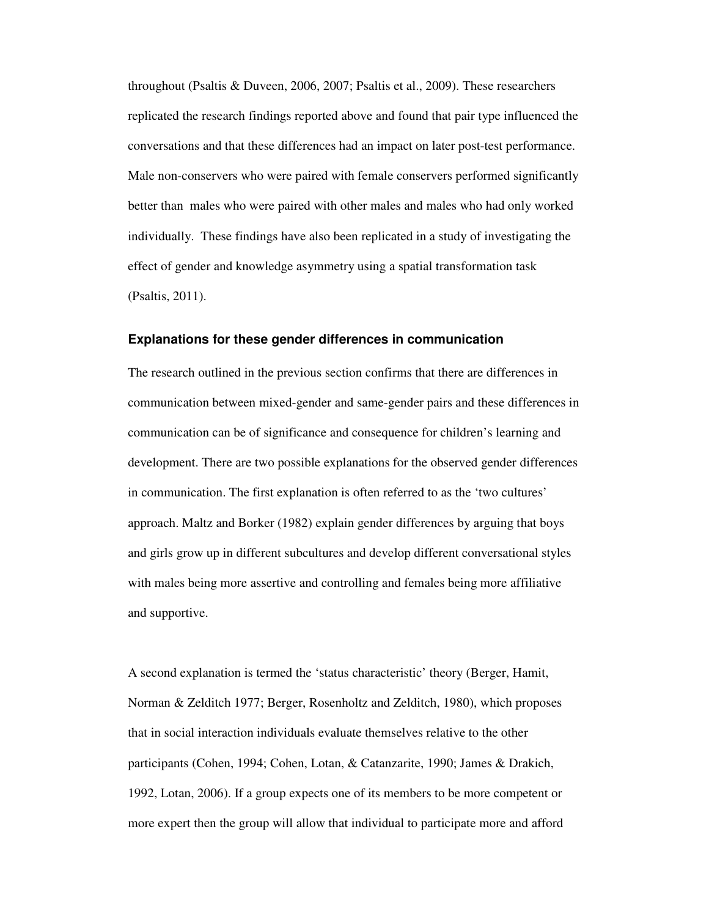throughout (Psaltis & Duveen, 2006, 2007; Psaltis et al., 2009). These researchers replicated the research findings reported above and found that pair type influenced the conversations and that these differences had an impact on later post-test performance. Male non-conservers who were paired with female conservers performed significantly better than males who were paired with other males and males who had only worked individually. These findings have also been replicated in a study of investigating the effect of gender and knowledge asymmetry using a spatial transformation task (Psaltis, 2011).

### Explanations for these gender differences in communication

The research outlined in the previous section confirms that there are differences in communication between mixed-gender and same-gender pairs and these differences in communication can be of significance and consequence for children's learning and development. There are two possible explanations for the observed gender differences in communication. The first explanation is often referred to as the 'two cultures' approach. Maltz and Borker (1982) explain gender differences by arguing that boys and girls grow up in different subcultures and develop different conversational styles with males being more assertive and controlling and females being more affiliative and supportive.

A second explanation is termed the 'status characteristic' theory (Berger, Hamit, Norman & Zelditch 1977; Berger, Rosenholtz and Zelditch, 1980), which proposes that in social interaction individuals evaluate themselves relative to the other participants (Cohen, 1994; Cohen, Lotan, & Catanzarite, 1990; James & Drakich, 1992, Lotan, 2006). If a group expects one of its members to be more competent or more expert then the group will allow that individual to participate more and afford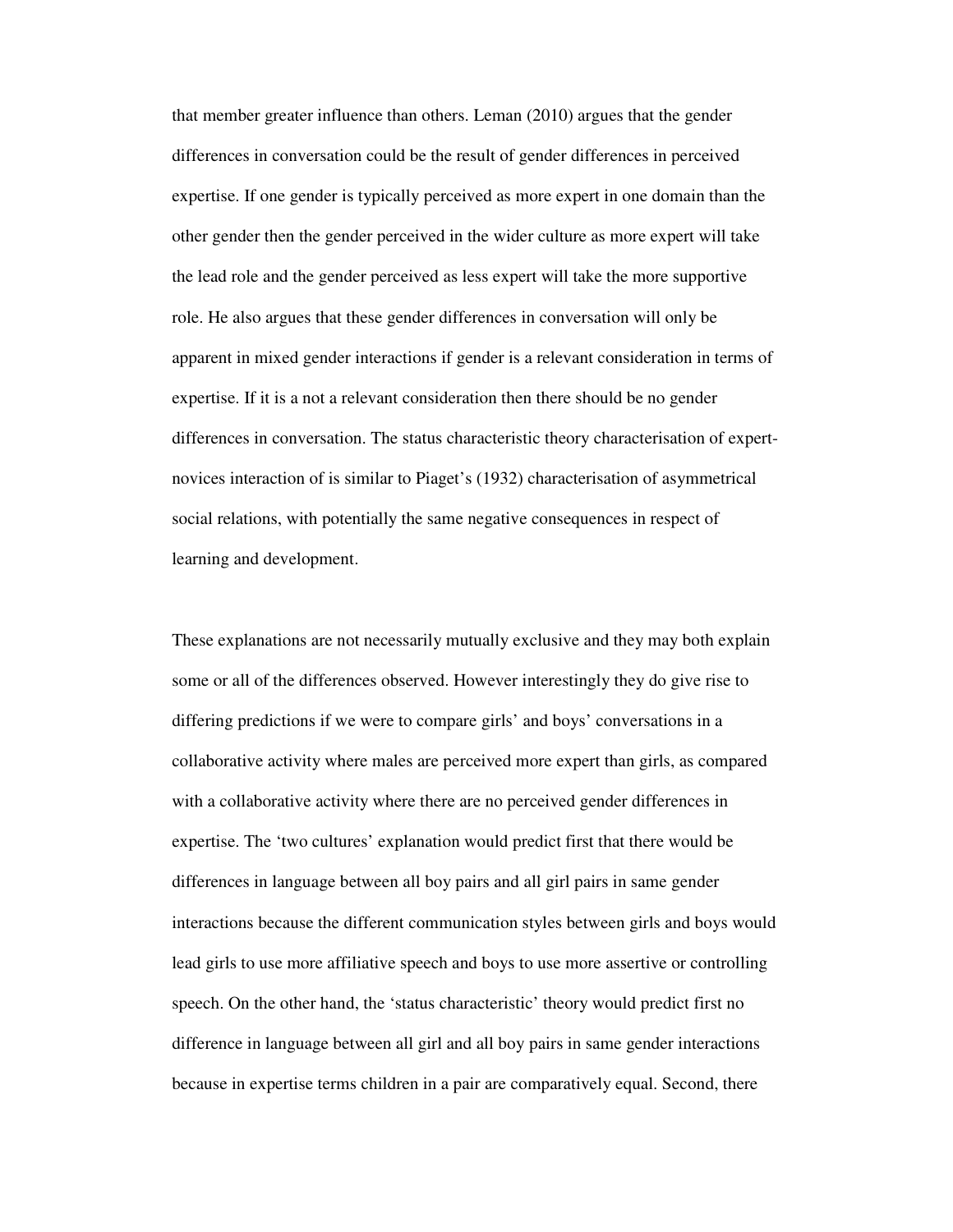that member greater influence than others. Leman (2010) argues that the gender differences in conversation could be the result of gender differences in perceived expertise. If one gender is typically perceived as more expert in one domain than the other gender then the gender perceived in the wider culture as more expert will take the lead role and the gender perceived as less expert will take the more supportive role. He also argues that these gender differences in conversation will only be apparent in mixed gender interactions if gender is a relevant consideration in terms of expertise. If it is a not a relevant consideration then there should be no gender differences in conversation. The status characteristic theory characterisation of expert-novices interaction of is similar to Piaget's (1932) characterisation of asymmetrical social relations, with potentially the same negative consequences in respect of learning and development.

These explanations are not necessarily mutually exclusive and they may both explain some or all of the differences observed. However interestingly they do give rise to differing predictions if we were to compare girls' and boys' conversations in a collaborative activity where males are perceived more expert than girls, as compared with a collaborative activity where there are no perceived gender differences in expertise. The 'two cultures' explanation would predict first that there would be differences in language between all boy pairs and all girl pairs in same gender interactions because the different communication styles between girls and boys would lead girls to use more affiliative speech and boys to use more assertive or controlling speech. On the other hand, the 'status characteristic' theory would predict first no difference in language between all girl and all boy pairs in same gender interactions because in expertise terms children in a pair are comparatively equal. Second, there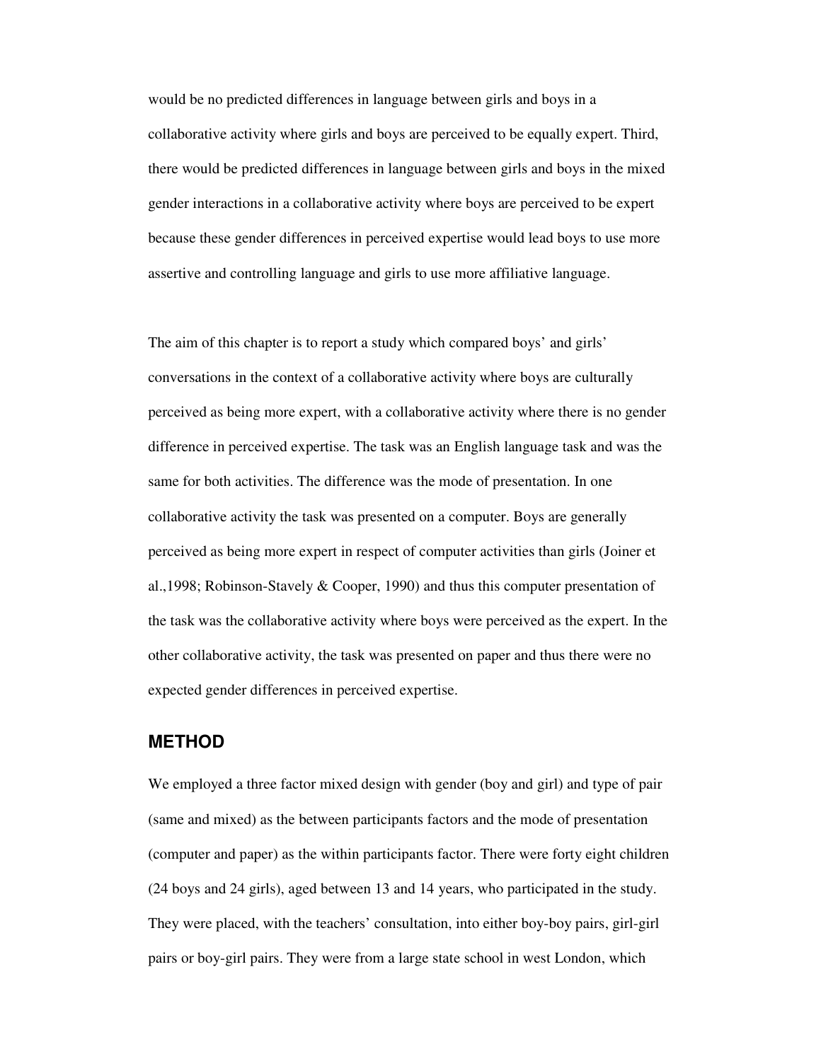would be no predicted differences in language between girls and boys in a collaborative activity where girls and boys are perceived to be equally expert. Third, there would be predicted differences in language between girls and boys in the mixed gender interactions in a collaborative activity where boys are perceived to be expert because these gender differences in perceived expertise would lead boys to use more assertive and controlling language and girls to use more affiliative language.

The aim of this chapter is to report a study which compared boys' and girls' conversations in the context of a collaborative activity where boys are culturally perceived as being more expert, with a collaborative activity where there is no gender difference in perceived expertise. The task was an English language task and was the same for both activities. The difference was the mode of presentation. In one collaborative activity the task was presented on a computer. Boys are generally perceived as being more expert in respect of computer activities than girls (Joiner et al.,1998; Robinson-Stavely & Cooper, 1990) and thus this computer presentation of the task was the collaborative activity where boys were perceived as the expert. In the other collaborative activity, the task was presented on paper and thus there were no expected gender differences in perceived expertise.

## METHOD

We employed a three factor mixed design with gender (boy and girl) and type of pair (same and mixed) as the between participants factors and the mode of presentation (computer and paper) as the within participants factor. There were forty eight children (24 boys and 24 girls), aged between 13 and 14 years, who participated in the study. They were placed, with the teachers' consultation, into either boy-boy pairs, girl-girl pairs or boy-girl pairs. They were from a large state school in west London, which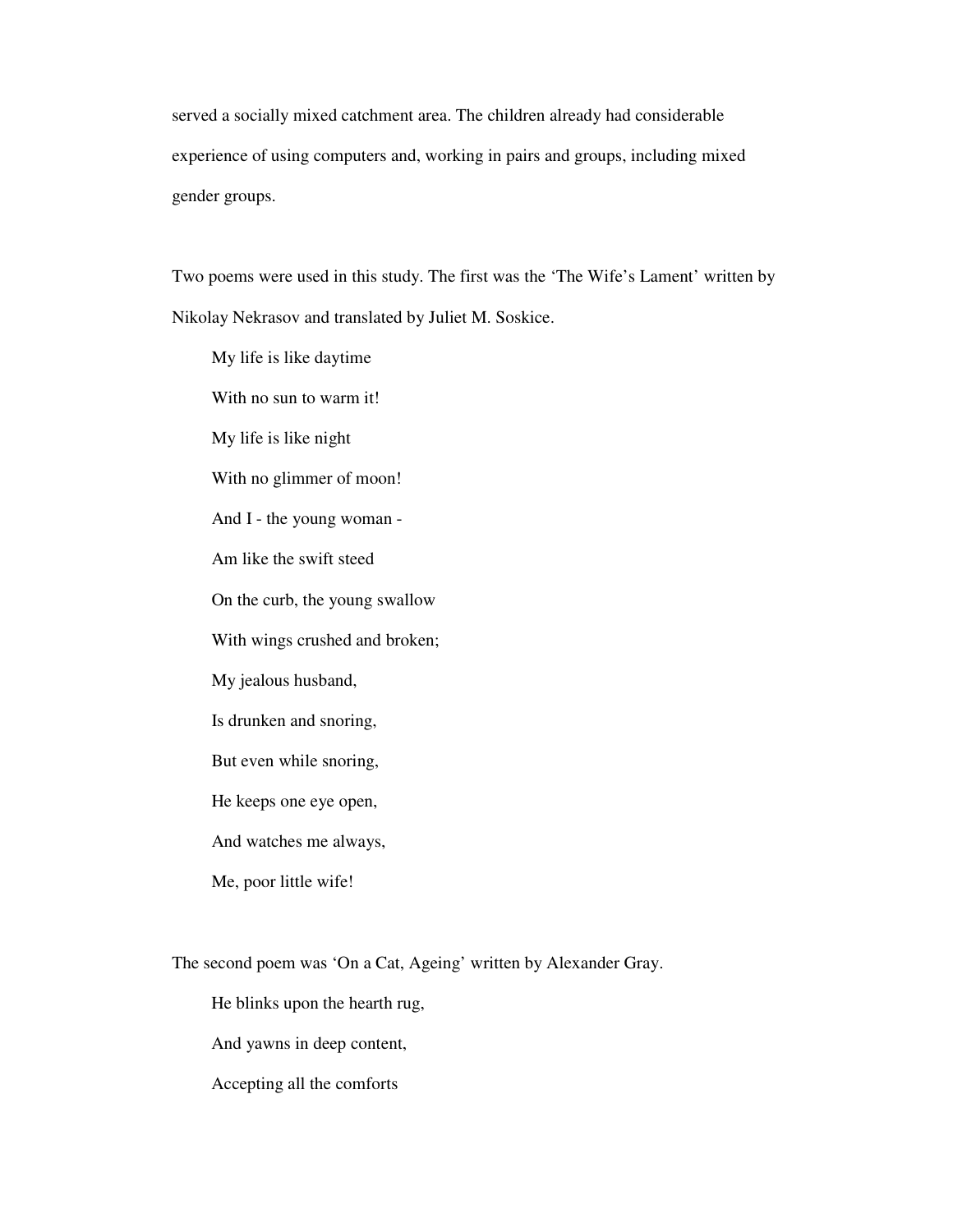served a socially mixed catchment area. The children already had considerable experience of using computers and, working in pairs and groups, including mixed gender groups.

Two poems were used in this study. The first was the 'The Wife's Lament' written by Nikolay Nekrasov and translated by Juliet M. Soskice.

> My life is like daytime
>
> With no sun to warm it!
>
> My life is like night
>
> With no glimmer of moon!
>
> And I - the young woman -
>
> Am like the swift steed
>
> On the curb, the young swallow
>
> With wings crushed and broken;
>
> My jealous husband,
>
> Is drunken and snoring,
>
> But even while snoring,
>
> He keeps one eye open,
>
> And watches me always,
>
> Me, poor little wife!

The second poem was 'On a Cat, Ageing' written by Alexander Gray.

> He blinks upon the hearth rug,
>
> And yawns in deep content,
>
> Accepting all the comforts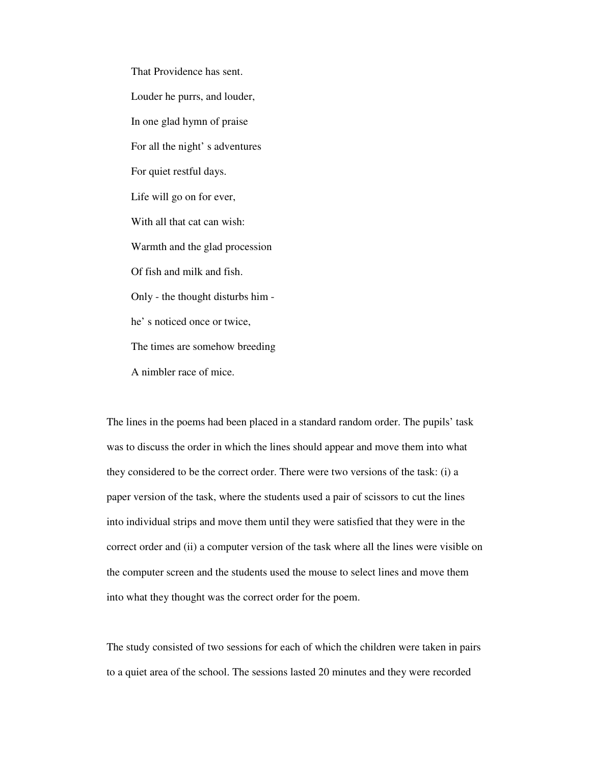That Providence has sent.

Louder he purrs, and louder,

In one glad hymn of praise

For all the night' s adventures

For quiet restful days.

Life will go on for ever,

With all that cat can wish:

Warmth and the glad procession

Of fish and milk and fish.

Only - the thought disturbs him -

he' s noticed once or twice,

The times are somehow breeding

A nimbler race of mice.

The lines in the poems had been placed in a standard random order. The pupils' task was to discuss the order in which the lines should appear and move them into what they considered to be the correct order. There were two versions of the task: (i) a paper version of the task, where the students used a pair of scissors to cut the lines into individual strips and move them until they were satisfied that they were in the correct order and (ii) a computer version of the task where all the lines were visible on the computer screen and the students used the mouse to select lines and move them into what they thought was the correct order for the poem.

The study consisted of two sessions for each of which the children were taken in pairs to a quiet area of the school. The sessions lasted 20 minutes and they were recorded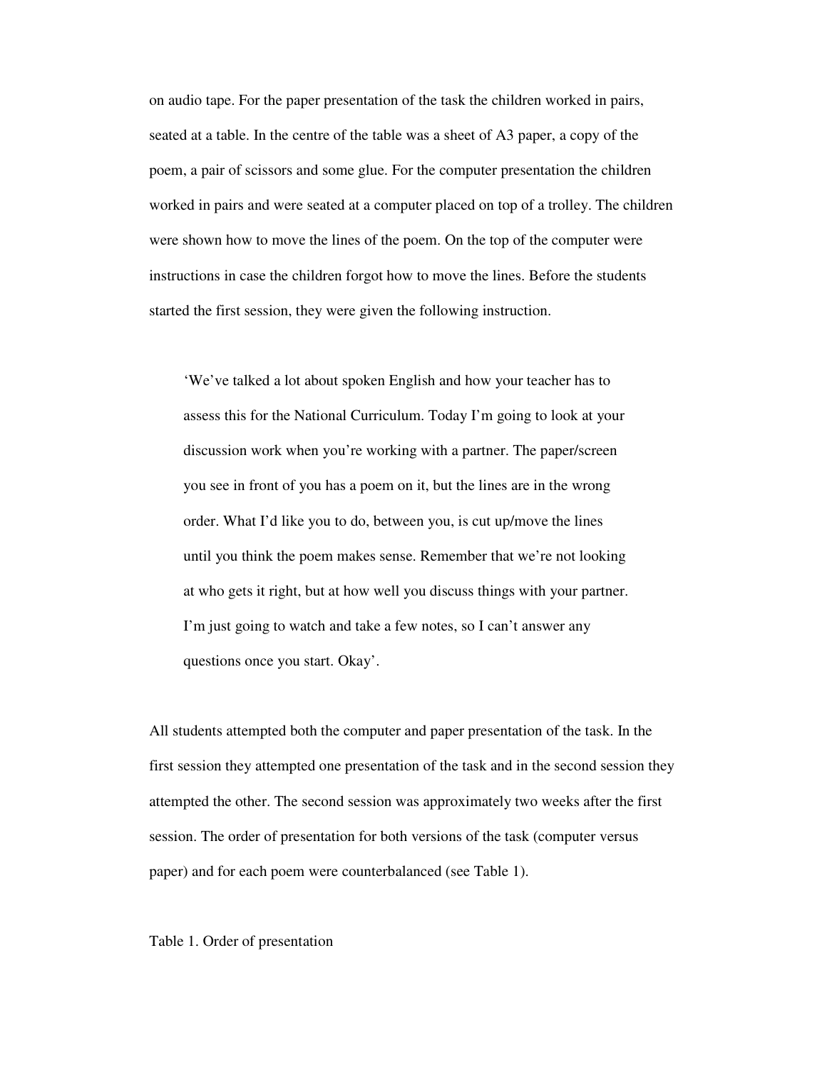on audio tape. For the paper presentation of the task the children worked in pairs, seated at a table. In the centre of the table was a sheet of A3 paper, a copy of the poem, a pair of scissors and some glue. For the computer presentation the children worked in pairs and were seated at a computer placed on top of a trolley. The children were shown how to move the lines of the poem. On the top of the computer were instructions in case the children forgot how to move the lines. Before the students started the first session, they were given the following instruction.

> 'We've talked a lot about spoken English and how your teacher has to assess this for the National Curriculum. Today I'm going to look at your discussion work when you're working with a partner. The paper/screen you see in front of you has a poem on it, but the lines are in the wrong order. What I'd like you to do, between you, is cut up/move the lines until you think the poem makes sense. Remember that we're not looking at who gets it right, but at how well you discuss things with your partner. I'm just going to watch and take a few notes, so I can't answer any questions once you start. Okay'.

All students attempted both the computer and paper presentation of the task. In the first session they attempted one presentation of the task and in the second session they attempted the other. The second session was approximately two weeks after the first session. The order of presentation for both versions of the task (computer versus paper) and for each poem were counterbalanced (see Table 1).

Table 1. Order of presentation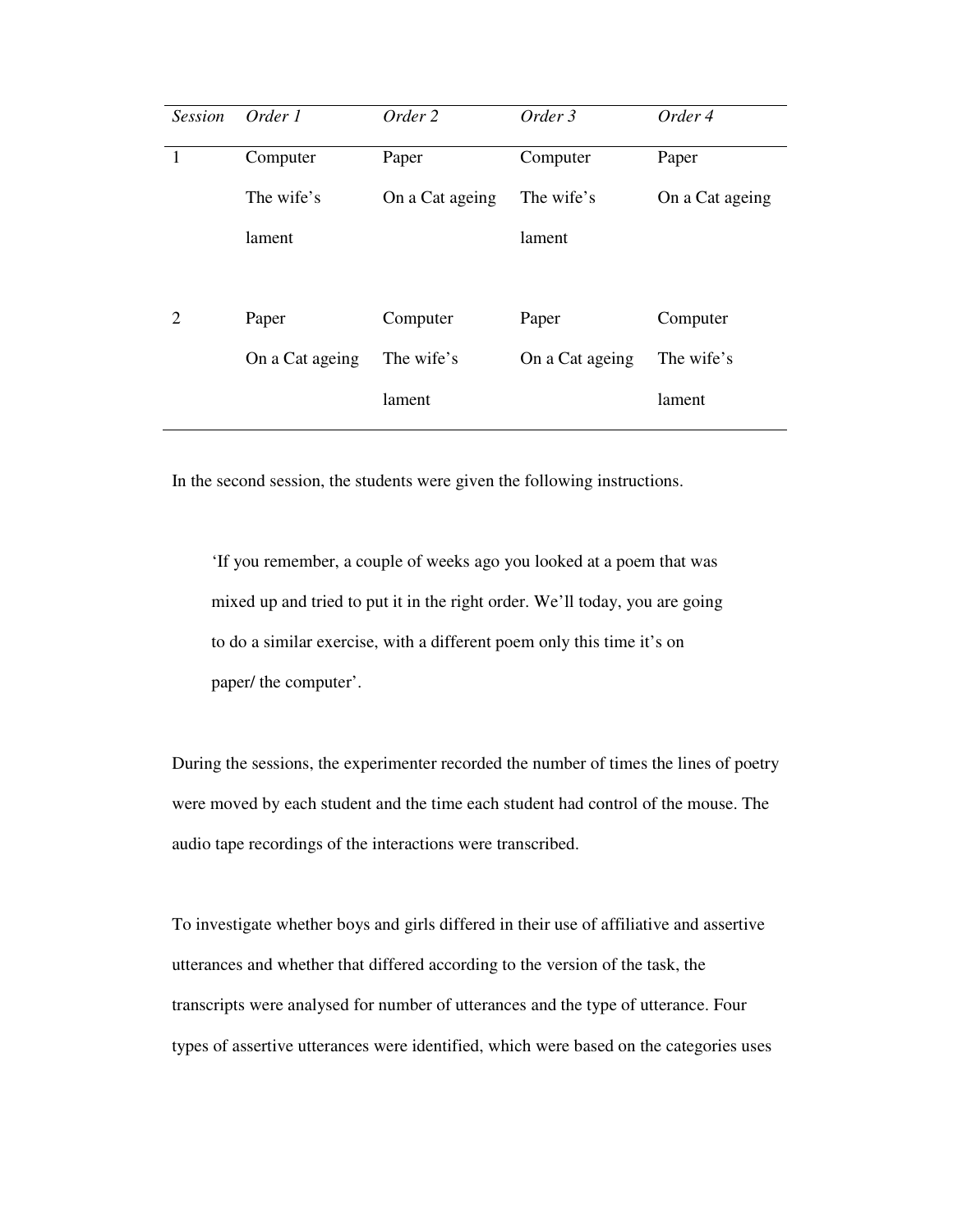| *Session* | *Order 1* | *Order 2* | *Order 3* | *Order 4* |
|---|---|---|---|---|
| 1 | Computer The wife's lament | Paper On a Cat ageing | Computer The wife's lament | Paper On a Cat ageing |
| 2 | Paper On a Cat ageing | Computer The wife's lament | Paper On a Cat ageing | Computer The wife's lament |

In the second session, the students were given the following instructions.

> 'If you remember, a couple of weeks ago you looked at a poem that was mixed up and tried to put it in the right order. We'll today, you are going to do a similar exercise, with a different poem only this time it's on paper/ the computer'.

During the sessions, the experimenter recorded the number of times the lines of poetry were moved by each student and the time each student had control of the mouse. The audio tape recordings of the interactions were transcribed.

To investigate whether boys and girls differed in their use of affiliative and assertive utterances and whether that differed according to the version of the task, the transcripts were analysed for number of utterances and the type of utterance. Four types of assertive utterances were identified, which were based on the categories uses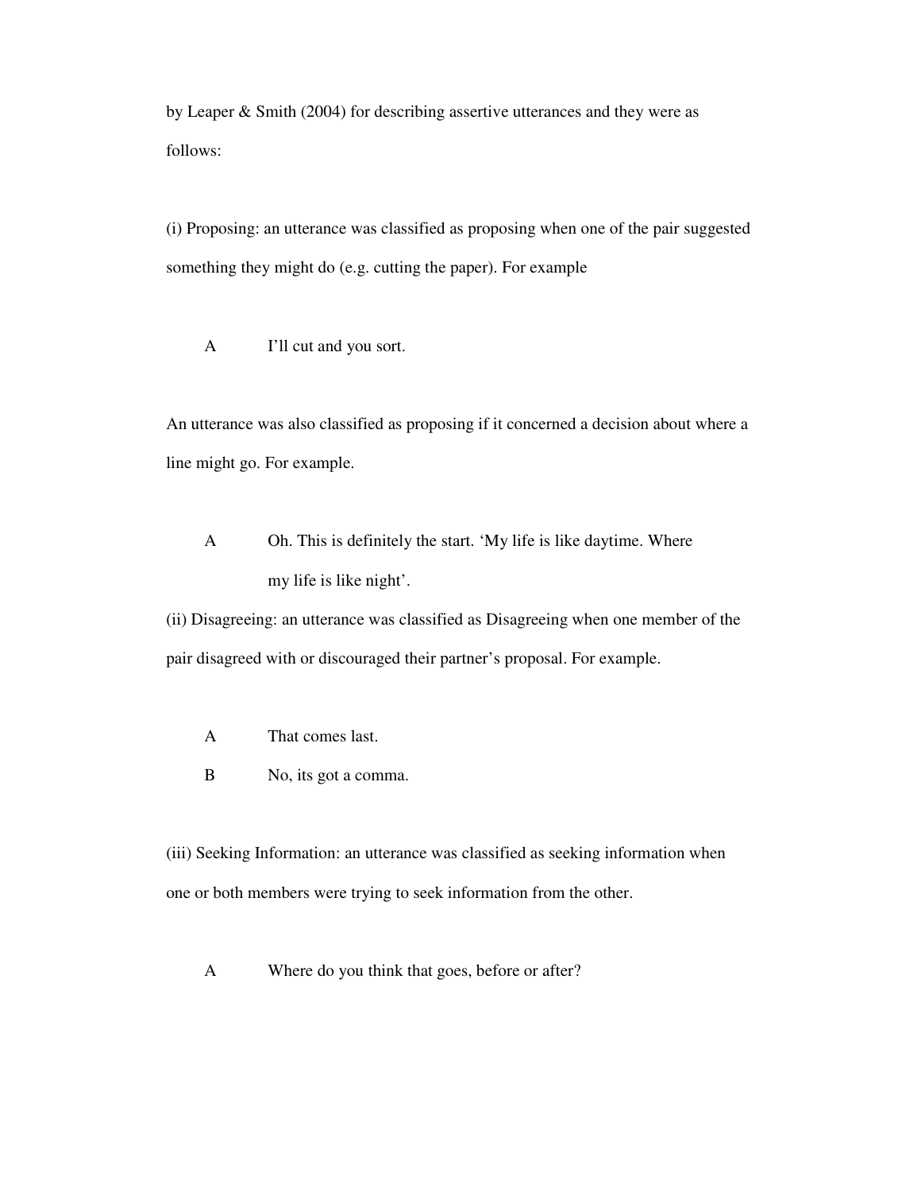by Leaper & Smith (2004) for describing assertive utterances and they were as follows:

(i) Proposing: an utterance was classified as proposing when one of the pair suggested something they might do (e.g. cutting the paper). For example

> A I'll cut and you sort.

An utterance was also classified as proposing if it concerned a decision about where a line might go. For example.

> A Oh. This is definitely the start. 'My life is like daytime. Where my life is like night'.

(ii) Disagreeing: an utterance was classified as Disagreeing when one member of the pair disagreed with or discouraged their partner's proposal. For example.

> A That comes last.
>
> B No, its got a comma.

(iii) Seeking Information: an utterance was classified as seeking information when one or both members were trying to seek information from the other.

> A Where do you think that goes, before or after?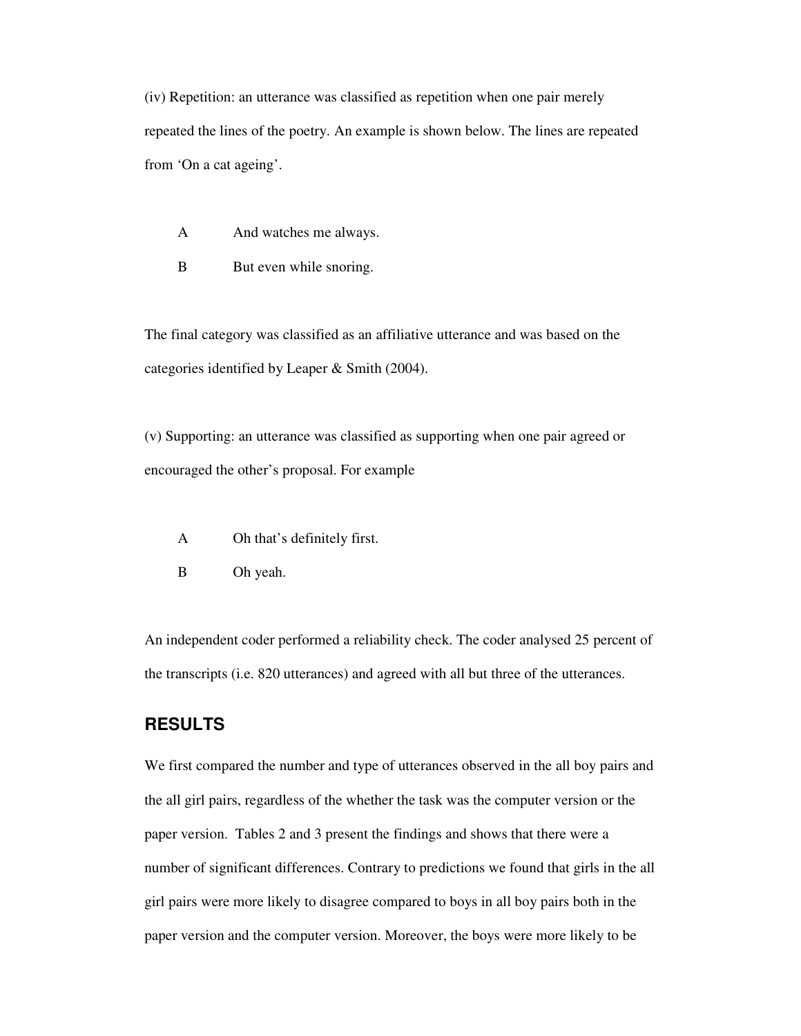(iv) Repetition: an utterance was classified as repetition when one pair merely repeated the lines of the poetry. An example is shown below. The lines are repeated from 'On a cat ageing'.

A And watches me always.

B But even while snoring.

The final category was classified as an affiliative utterance and was based on the categories identified by Leaper & Smith (2004).

(v) Supporting: an utterance was classified as supporting when one pair agreed or encouraged the other's proposal. For example

A Oh that's definitely first.

B Oh yeah.

An independent coder performed a reliability check. The coder analysed 25 percent of the transcripts (i.e. 820 utterances) and agreed with all but three of the utterances.

## RESULTS

We first compared the number and type of utterances observed in the all boy pairs and the all girl pairs, regardless of the whether the task was the computer version or the paper version.  Tables 2 and 3 present the findings and shows that there were a number of significant differences. Contrary to predictions we found that girls in the all girl pairs were more likely to disagree compared to boys in all boy pairs both in the paper version and the computer version. Moreover, the boys were more likely to be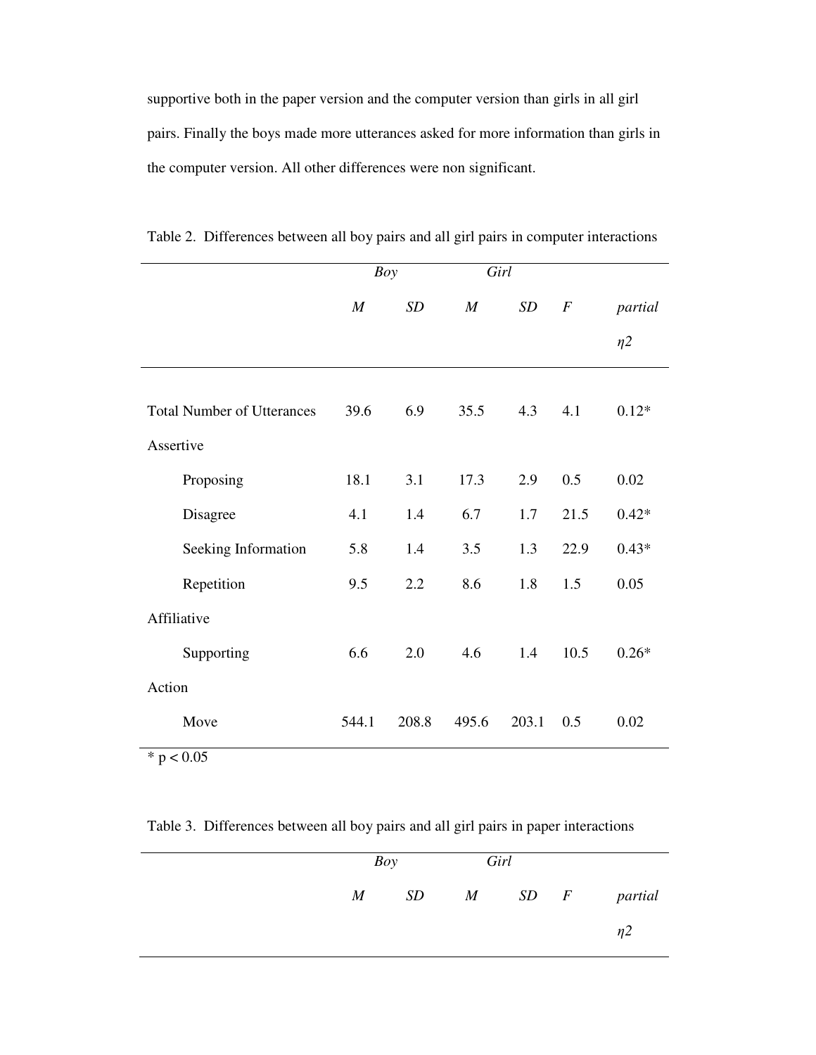supportive both in the paper version and the computer version than girls in all girl pairs. Finally the boys made more utterances asked for more information than girls in the computer version. All other differences were non significant.

Table 2. Differences between all boy pairs and all girl pairs in computer interactions

| | *Boy* | | *Girl* | | | |
|---|---|---|---|---|---|---|
| | *M* | *SD* | *M* | *SD* | *F* | *partial η2* |
| Total Number of Utterances | 39.6 | 6.9 | 35.5 | 4.3 | 4.1 | 0.12* |
| Assertive | | | | | | |
| Proposing | 18.1 | 3.1 | 17.3 | 2.9 | 0.5 | 0.02 |
| Disagree | 4.1 | 1.4 | 6.7 | 1.7 | 21.5 | 0.42* |
| Seeking Information | 5.8 | 1.4 | 3.5 | 1.3 | 22.9 | 0.43* |
| Repetition | 9.5 | 2.2 | 8.6 | 1.8 | 1.5 | 0.05 |
| Affiliative | | | | | | |
| Supporting | 6.6 | 2.0 | 4.6 | 1.4 | 10.5 | 0.26* |
| Action | | | | | | |
| Move | 544.1 | 208.8 | 495.6 | 203.1 | 0.5 | 0.02 |

* $p < 0.05$

Table 3. Differences between all boy pairs and all girl pairs in paper interactions

| | *Boy* | | *Girl* | | | |
|---|---|---|---|---|---|---|
| | *M* | *SD* | *M* | *SD* | *F* | *partial η2* |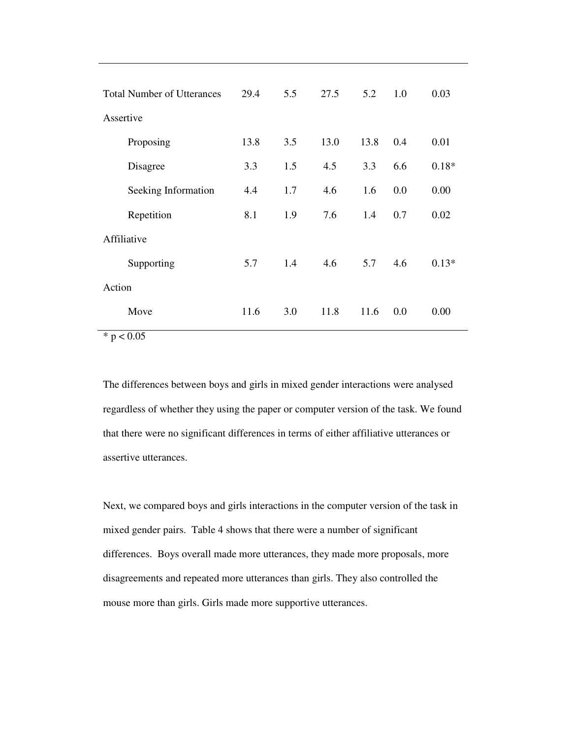| | | | | | | |
|---|---|---|---|---|---|---|
| Total Number of Utterances | 29.4 | 5.5 | 27.5 | 5.2 | 1.0 | 0.03 |
| Assertive | | | | | | |
| Proposing | 13.8 | 3.5 | 13.0 | 13.8 | 0.4 | 0.01 |
| Disagree | 3.3 | 1.5 | 4.5 | 3.3 | 6.6 | 0.18* |
| Seeking Information | 4.4 | 1.7 | 4.6 | 1.6 | 0.0 | 0.00 |
| Repetition | 8.1 | 1.9 | 7.6 | 1.4 | 0.7 | 0.02 |
| Affiliative | | | | | | |
| Supporting | 5.7 | 1.4 | 4.6 | 5.7 | 4.6 | 0.13* |
| Action | | | | | | |
| Move | 11.6 | 3.0 | 11.8 | 11.6 | 0.0 | 0.00 |

* $p < 0.05$

The differences between boys and girls in mixed gender interactions were analysed regardless of whether they using the paper or computer version of the task. We found that there were no significant differences in terms of either affiliative utterances or assertive utterances.

Next, we compared boys and girls interactions in the computer version of the task in mixed gender pairs. Table 4 shows that there were a number of significant differences. Boys overall made more utterances, they made more proposals, more disagreements and repeated more utterances than girls. They also controlled the mouse more than girls. Girls made more supportive utterances.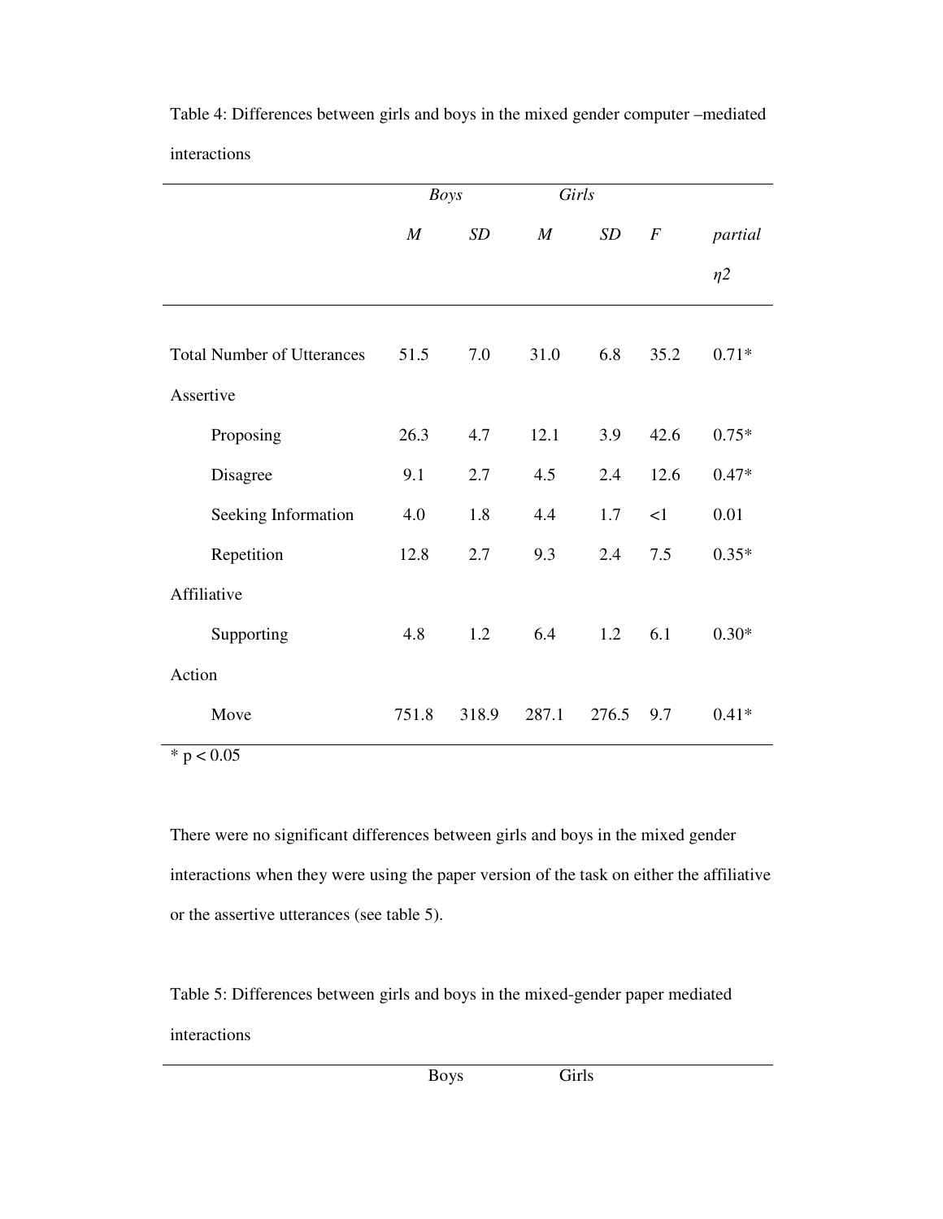Table 4: Differences between girls and boys in the mixed gender computer –mediated interactions

| | *Boys* | | *Girls* | | | |
|---|---|---|---|---|---|---|
| | *M* | *SD* | *M* | *SD* | *F* | *partial η2* |
| Total Number of Utterances | 51.5 | 7.0 | 31.0 | 6.8 | 35.2 | 0.71* |
| Assertive | | | | | | |
| Proposing | 26.3 | 4.7 | 12.1 | 3.9 | 42.6 | 0.75* |
| Disagree | 9.1 | 2.7 | 4.5 | 2.4 | 12.6 | 0.47* |
| Seeking Information | 4.0 | 1.8 | 4.4 | 1.7 | <1 | 0.01 |
| Repetition | 12.8 | 2.7 | 9.3 | 2.4 | 7.5 | 0.35* |
| Affiliative | | | | | | |
| Supporting | 4.8 | 1.2 | 6.4 | 1.2 | 6.1 | 0.30* |
| Action | | | | | | |
| Move | 751.8 | 318.9 | 287.1 | 276.5 | 9.7 | 0.41* |

* $p < 0.05$

There were no significant differences between girls and boys in the mixed gender interactions when they were using the paper version of the task on either the affiliative or the assertive utterances (see table 5).

Table 5: Differences between girls and boys in the mixed-gender paper mediated interactions

| | Boys | | Girls | | | |
|---|---|---|---|---|---|---|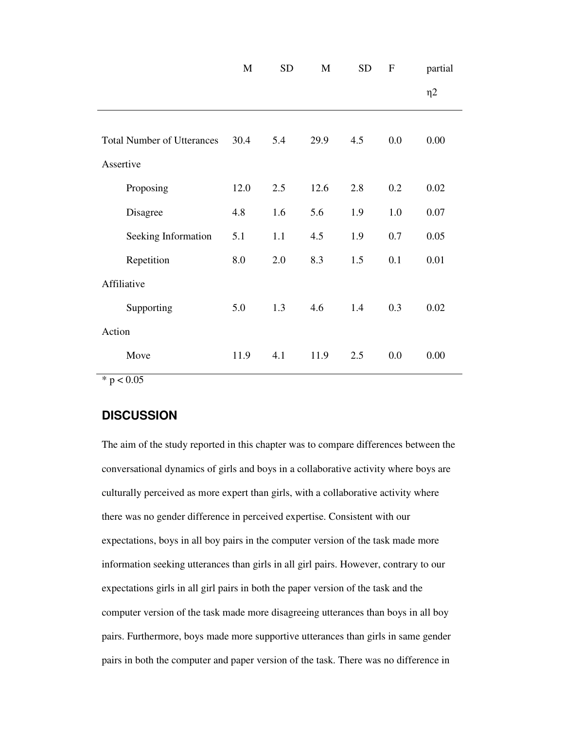| | M | SD | M | SD | F | partial $\eta^2$ |
|---|---|---|---|---|---|---|
| Total Number of Utterances | 30.4 | 5.4 | 29.9 | 4.5 | 0.0 | 0.00 |
| Assertive | | | | | | |
| Proposing | 12.0 | 2.5 | 12.6 | 2.8 | 0.2 | 0.02 |
| Disagree | 4.8 | 1.6 | 5.6 | 1.9 | 1.0 | 0.07 |
| Seeking Information | 5.1 | 1.1 | 4.5 | 1.9 | 0.7 | 0.05 |
| Repetition | 8.0 | 2.0 | 8.3 | 1.5 | 0.1 | 0.01 |
| Affiliative | | | | | | |
| Supporting | 5.0 | 1.3 | 4.6 | 1.4 | 0.3 | 0.02 |
| Action | | | | | | |
| Move | 11.9 | 4.1 | 11.9 | 2.5 | 0.0 | 0.00 |

* $p < 0.05$

## DISCUSSION

The aim of the study reported in this chapter was to compare differences between the conversational dynamics of girls and boys in a collaborative activity where boys are culturally perceived as more expert than girls, with a collaborative activity where there was no gender difference in perceived expertise. Consistent with our expectations, boys in all boy pairs in the computer version of the task made more information seeking utterances than girls in all girl pairs. However, contrary to our expectations girls in all girl pairs in both the paper version of the task and the computer version of the task made more disagreeing utterances than boys in all boy pairs. Furthermore, boys made more supportive utterances than girls in same gender pairs in both the computer and paper version of the task. There was no difference in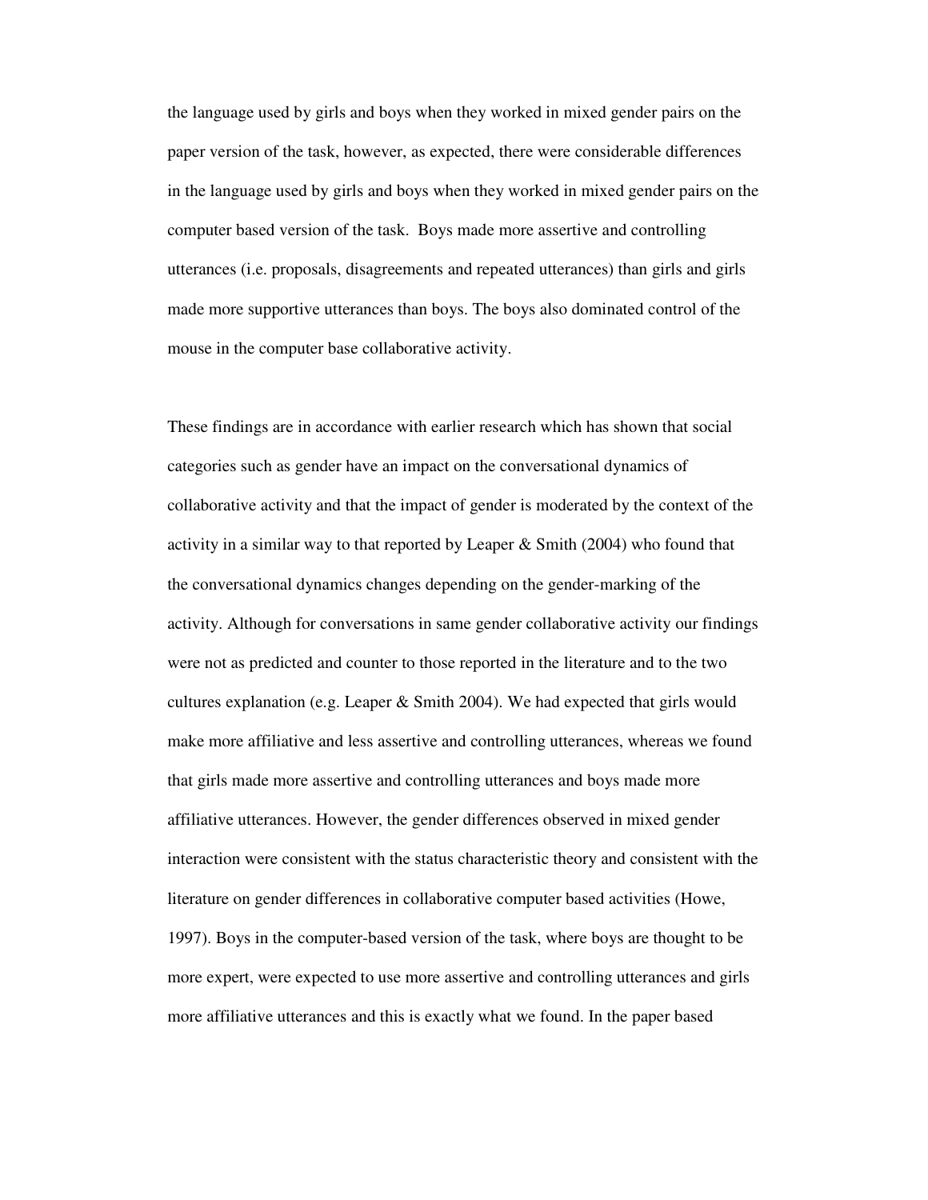the language used by girls and boys when they worked in mixed gender pairs on the paper version of the task, however, as expected, there were considerable differences in the language used by girls and boys when they worked in mixed gender pairs on the computer based version of the task. Boys made more assertive and controlling utterances (i.e. proposals, disagreements and repeated utterances) than girls and girls made more supportive utterances than boys. The boys also dominated control of the mouse in the computer base collaborative activity.

These findings are in accordance with earlier research which has shown that social categories such as gender have an impact on the conversational dynamics of collaborative activity and that the impact of gender is moderated by the context of the activity in a similar way to that reported by Leaper & Smith (2004) who found that the conversational dynamics changes depending on the gender-marking of the activity. Although for conversations in same gender collaborative activity our findings were not as predicted and counter to those reported in the literature and to the two cultures explanation (e.g. Leaper & Smith 2004). We had expected that girls would make more affiliative and less assertive and controlling utterances, whereas we found that girls made more assertive and controlling utterances and boys made more affiliative utterances. However, the gender differences observed in mixed gender interaction were consistent with the status characteristic theory and consistent with the literature on gender differences in collaborative computer based activities (Howe, 1997). Boys in the computer-based version of the task, where boys are thought to be more expert, were expected to use more assertive and controlling utterances and girls more affiliative utterances and this is exactly what we found. In the paper based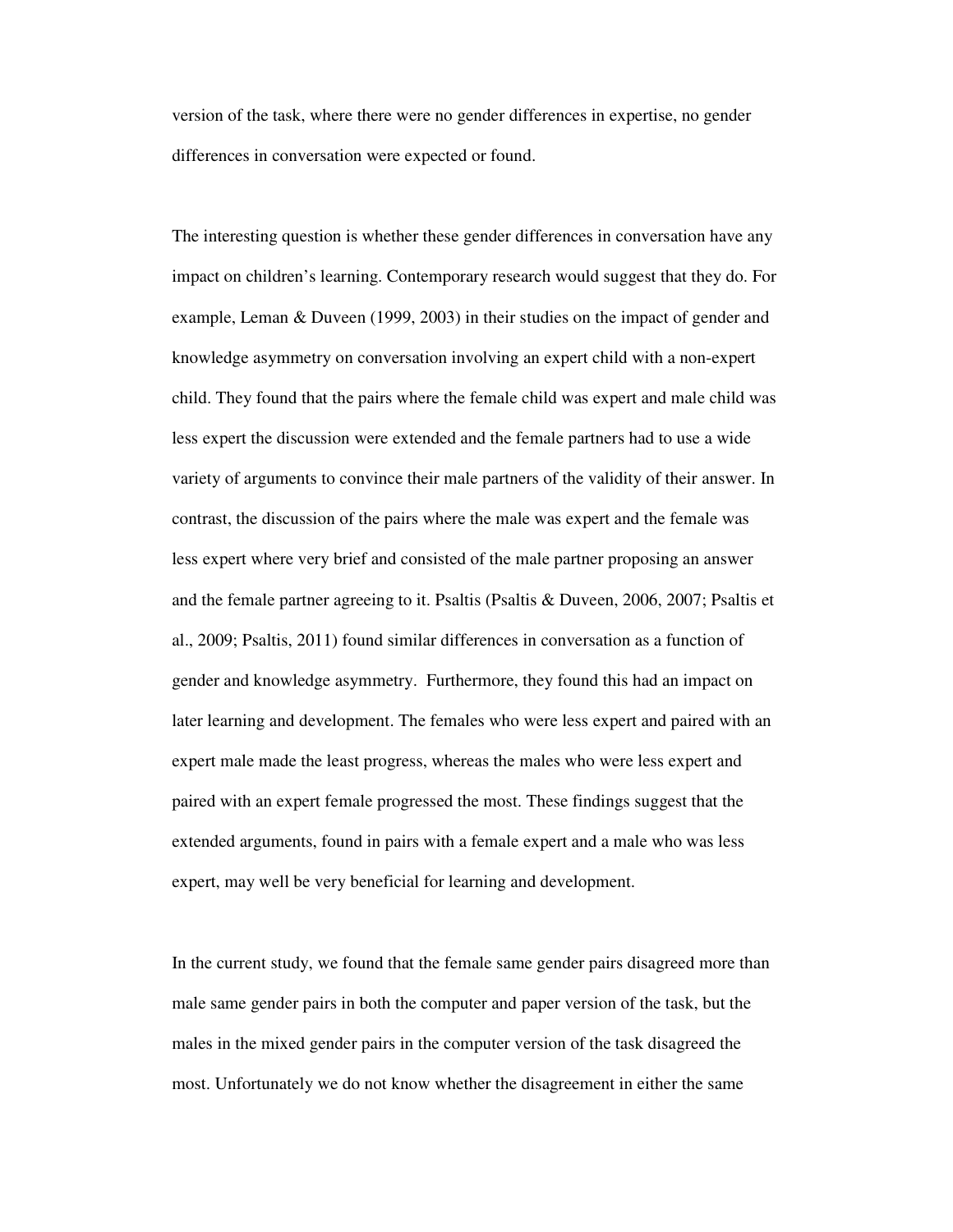version of the task, where there were no gender differences in expertise, no gender differences in conversation were expected or found.

The interesting question is whether these gender differences in conversation have any impact on children's learning. Contemporary research would suggest that they do. For example, Leman & Duveen (1999, 2003) in their studies on the impact of gender and knowledge asymmetry on conversation involving an expert child with a non-expert child. They found that the pairs where the female child was expert and male child was less expert the discussion were extended and the female partners had to use a wide variety of arguments to convince their male partners of the validity of their answer. In contrast, the discussion of the pairs where the male was expert and the female was less expert where very brief and consisted of the male partner proposing an answer and the female partner agreeing to it. Psaltis (Psaltis & Duveen, 2006, 2007; Psaltis et al., 2009; Psaltis, 2011) found similar differences in conversation as a function of gender and knowledge asymmetry. Furthermore, they found this had an impact on later learning and development. The females who were less expert and paired with an expert male made the least progress, whereas the males who were less expert and paired with an expert female progressed the most. These findings suggest that the extended arguments, found in pairs with a female expert and a male who was less expert, may well be very beneficial for learning and development.

In the current study, we found that the female same gender pairs disagreed more than male same gender pairs in both the computer and paper version of the task, but the males in the mixed gender pairs in the computer version of the task disagreed the most. Unfortunately we do not know whether the disagreement in either the same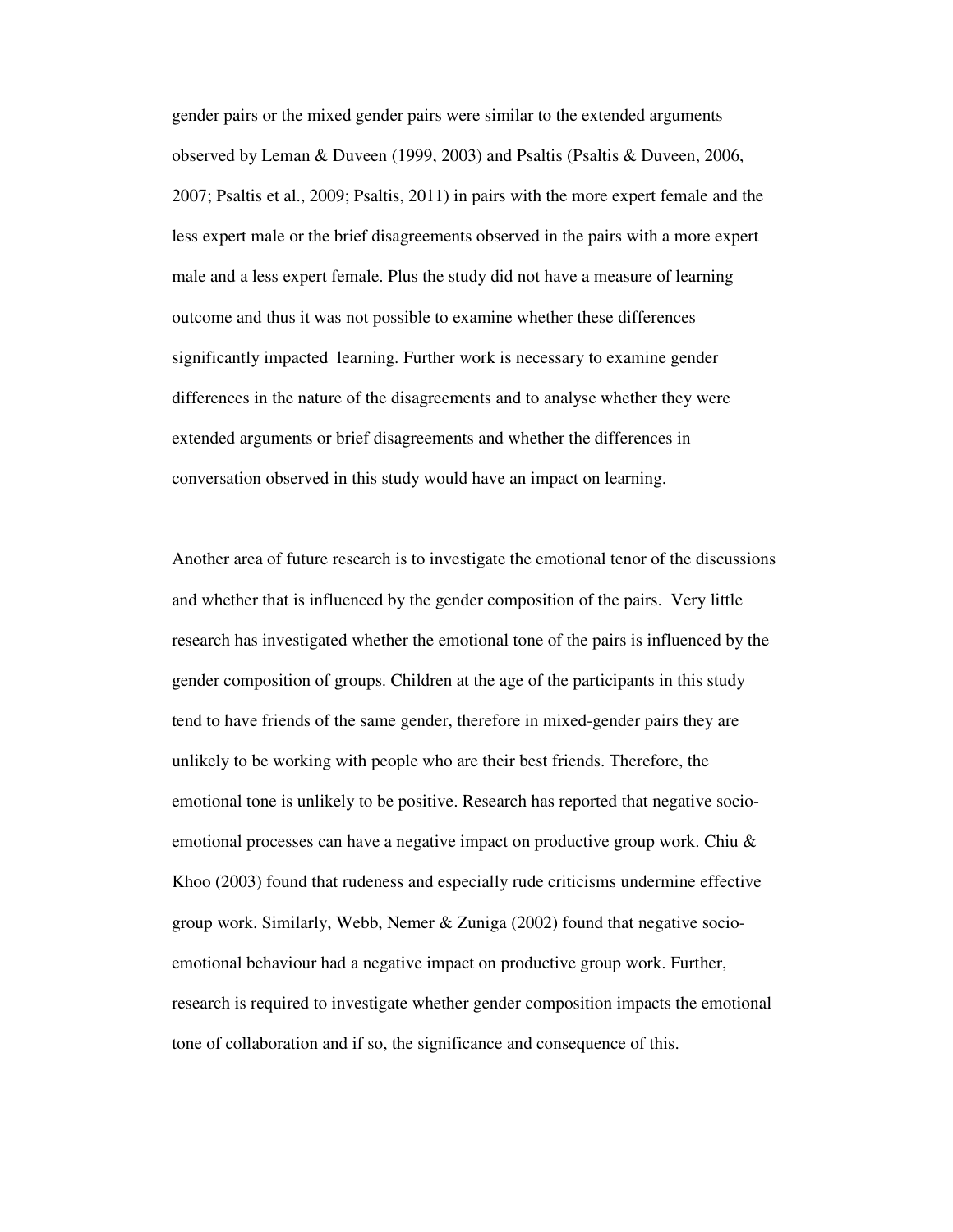gender pairs or the mixed gender pairs were similar to the extended arguments observed by Leman & Duveen (1999, 2003) and Psaltis (Psaltis & Duveen, 2006, 2007; Psaltis et al., 2009; Psaltis, 2011) in pairs with the more expert female and the less expert male or the brief disagreements observed in the pairs with a more expert male and a less expert female. Plus the study did not have a measure of learning outcome and thus it was not possible to examine whether these differences significantly impacted learning. Further work is necessary to examine gender differences in the nature of the disagreements and to analyse whether they were extended arguments or brief disagreements and whether the differences in conversation observed in this study would have an impact on learning.

Another area of future research is to investigate the emotional tenor of the discussions and whether that is influenced by the gender composition of the pairs. Very little research has investigated whether the emotional tone of the pairs is influenced by the gender composition of groups. Children at the age of the participants in this study tend to have friends of the same gender, therefore in mixed-gender pairs they are unlikely to be working with people who are their best friends. Therefore, the emotional tone is unlikely to be positive. Research has reported that negative socio-emotional processes can have a negative impact on productive group work. Chiu & Khoo (2003) found that rudeness and especially rude criticisms undermine effective group work. Similarly, Webb, Nemer & Zuniga (2002) found that negative socio-emotional behaviour had a negative impact on productive group work. Further, research is required to investigate whether gender composition impacts the emotional tone of collaboration and if so, the significance and consequence of this.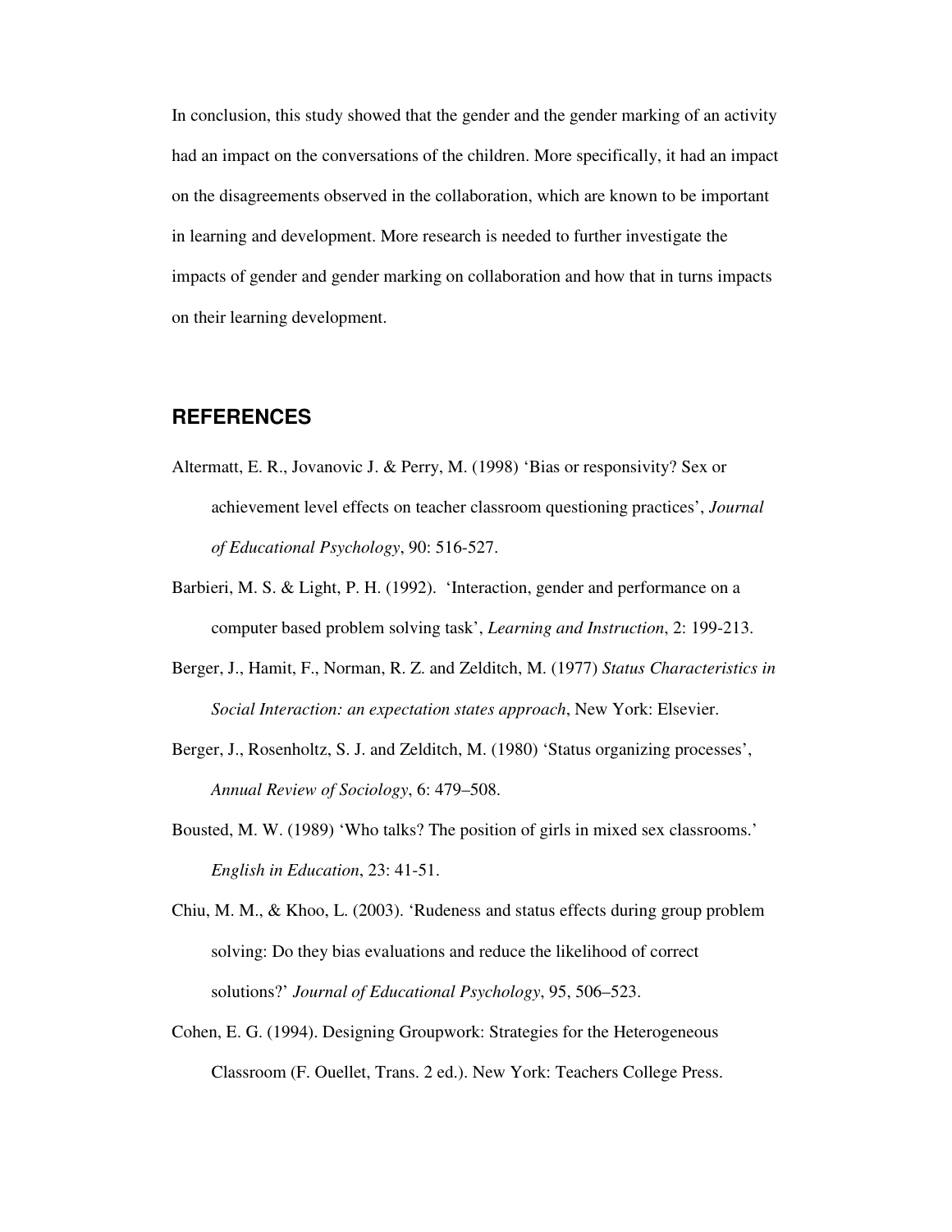In conclusion, this study showed that the gender and the gender marking of an activity had an impact on the conversations of the children. More specifically, it had an impact on the disagreements observed in the collaboration, which are known to be important in learning and development. More research is needed to further investigate the impacts of gender and gender marking on collaboration and how that in turns impacts on their learning development.

## REFERENCES

Altermatt, E. R., Jovanovic J. & Perry, M. (1998) 'Bias or responsivity? Sex or achievement level effects on teacher classroom questioning practices', *Journal of Educational Psychology*, 90: 516-527.

Barbieri, M. S. & Light, P. H. (1992). 'Interaction, gender and performance on a computer based problem solving task', *Learning and Instruction*, 2: 199-213.

Berger, J., Hamit, F., Norman, R. Z. and Zelditch, M. (1977) *Status Characteristics in Social Interaction: an expectation states approach*, New York: Elsevier.

Berger, J., Rosenholtz, S. J. and Zelditch, M. (1980) 'Status organizing processes', *Annual Review of Sociology*, 6: 479–508.

Bousted, M. W. (1989) 'Who talks? The position of girls in mixed sex classrooms.' *English in Education*, 23: 41-51.

Chiu, M. M., & Khoo, L. (2003). 'Rudeness and status effects during group problem solving: Do they bias evaluations and reduce the likelihood of correct solutions?' *Journal of Educational Psychology*, 95, 506–523.

Cohen, E. G. (1994). Designing Groupwork: Strategies for the Heterogeneous Classroom (F. Ouellet, Trans. 2 ed.). New York: Teachers College Press.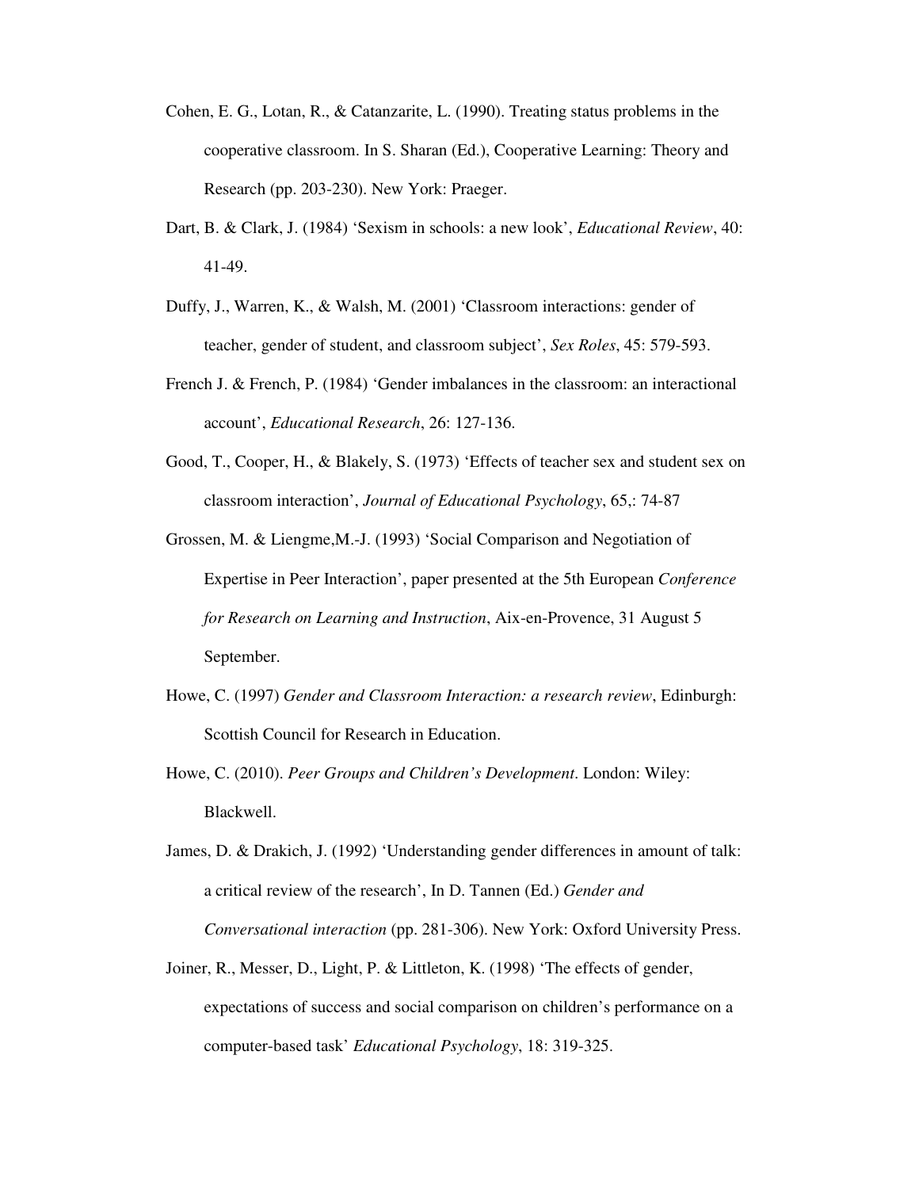Cohen, E. G., Lotan, R., & Catanzarite, L. (1990). Treating status problems in the cooperative classroom. In S. Sharan (Ed.), Cooperative Learning: Theory and Research (pp. 203-230). New York: Praeger.

Dart, B. & Clark, J. (1984) 'Sexism in schools: a new look', *Educational Review*, 40: 41-49.

Duffy, J., Warren, K., & Walsh, M. (2001) 'Classroom interactions: gender of teacher, gender of student, and classroom subject', *Sex Roles*, 45: 579-593.

French J. & French, P. (1984) 'Gender imbalances in the classroom: an interactional account', *Educational Research*, 26: 127-136.

Good, T., Cooper, H., & Blakely, S. (1973) 'Effects of teacher sex and student sex on classroom interaction', *Journal of Educational Psychology*, 65,: 74-87

Grossen, M. & Liengme,M.-J. (1993) 'Social Comparison and Negotiation of Expertise in Peer Interaction', paper presented at the 5th European *Conference for Research on Learning and Instruction*, Aix-en-Provence, 31 August 5 September.

Howe, C. (1997) *Gender and Classroom Interaction: a research review*, Edinburgh: Scottish Council for Research in Education.

Howe, C. (2010). *Peer Groups and Children's Development*. London: Wiley: Blackwell.

James, D. & Drakich, J. (1992) 'Understanding gender differences in amount of talk: a critical review of the research', In D. Tannen (Ed.) *Gender and Conversational interaction* (pp. 281-306). New York: Oxford University Press.

Joiner, R., Messer, D., Light, P. & Littleton, K. (1998) 'The effects of gender, expectations of success and social comparison on children's performance on a computer-based task' *Educational Psychology*, 18: 319-325.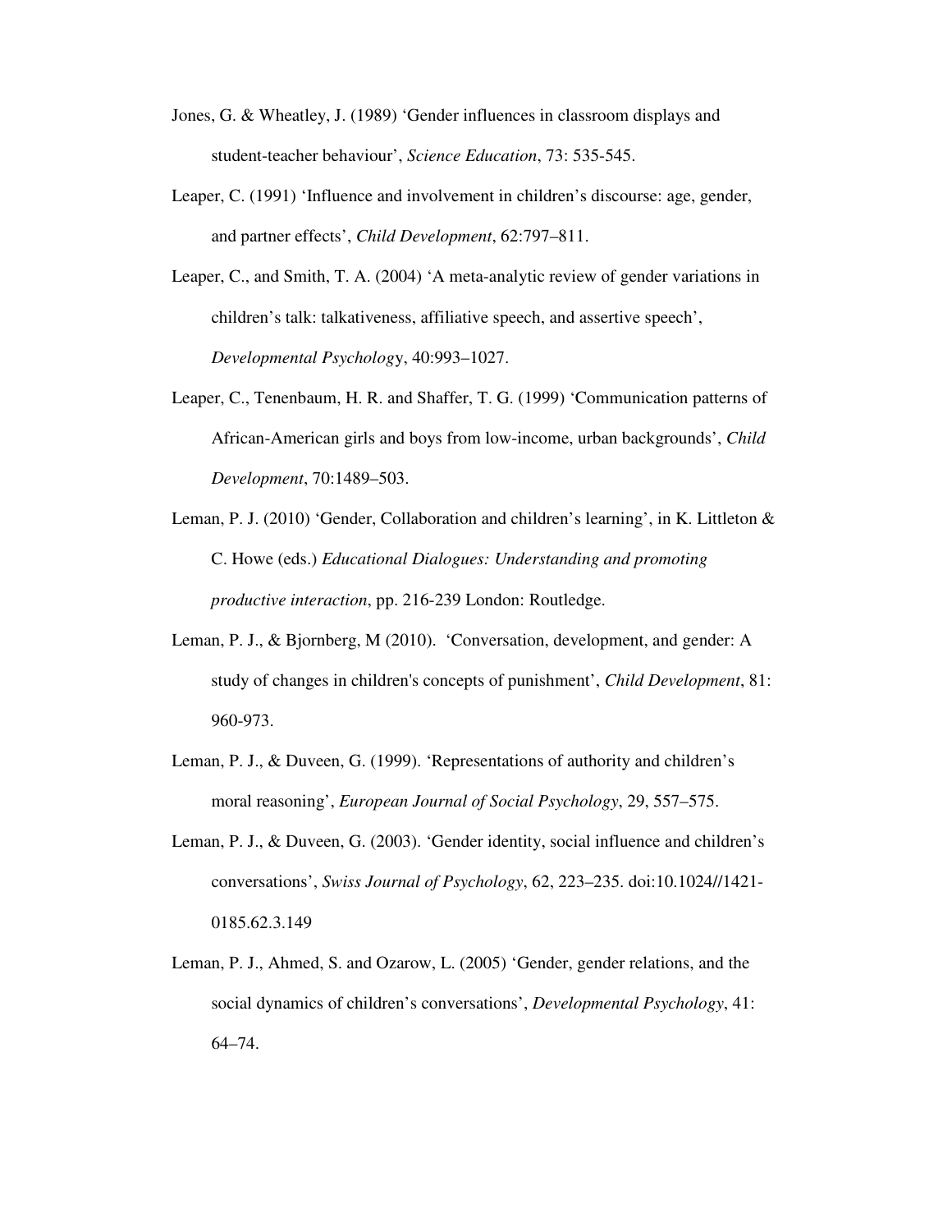Jones, G. & Wheatley, J. (1989) 'Gender influences in classroom displays and student-teacher behaviour', *Science Education*, 73: 535-545.

Leaper, C. (1991) 'Influence and involvement in children's discourse: age, gender, and partner effects', *Child Development*, 62:797–811.

Leaper, C., and Smith, T. A. (2004) 'A meta-analytic review of gender variations in children's talk: talkativeness, affiliative speech, and assertive speech', *Developmental Psycholog*y, 40:993–1027.

Leaper, C., Tenenbaum, H. R. and Shaffer, T. G. (1999) 'Communication patterns of African-American girls and boys from low-income, urban backgrounds', *Child Development*, 70:1489–503.

Leman, P. J. (2010) 'Gender, Collaboration and children's learning', in K. Littleton & C. Howe (eds.) *Educational Dialogues: Understanding and promoting productive interaction*, pp. 216-239 London: Routledge.

Leman, P. J., & Bjornberg, M (2010). 'Conversation, development, and gender: A study of changes in children's concepts of punishment', *Child Development*, 81: 960-973.

Leman, P. J., & Duveen, G. (1999). 'Representations of authority and children's moral reasoning', *European Journal of Social Psychology*, 29, 557–575.

Leman, P. J., & Duveen, G. (2003). 'Gender identity, social influence and children's conversations', *Swiss Journal of Psychology*, 62, 223–235. doi:10.1024//1421-0185.62.3.149

Leman, P. J., Ahmed, S. and Ozarow, L. (2005) 'Gender, gender relations, and the social dynamics of children's conversations', *Developmental Psychology*, 41: 64–74.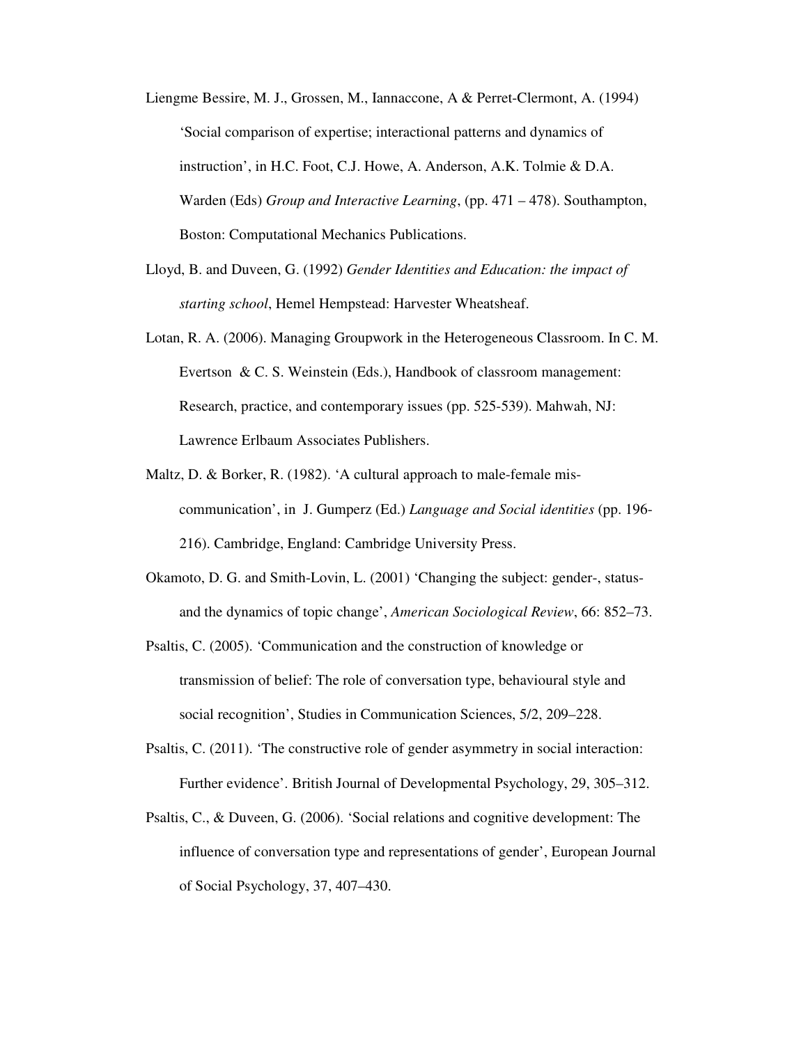Liengme Bessire, M. J., Grossen, M., Iannaccone, A & Perret-Clermont, A. (1994) 'Social comparison of expertise; interactional patterns and dynamics of instruction', in H.C. Foot, C.J. Howe, A. Anderson, A.K. Tolmie & D.A. Warden (Eds) *Group and Interactive Learning*, (pp. 471 – 478). Southampton, Boston: Computational Mechanics Publications.

Lloyd, B. and Duveen, G. (1992) *Gender Identities and Education: the impact of starting school*, Hemel Hempstead: Harvester Wheatsheaf.

Lotan, R. A. (2006). Managing Groupwork in the Heterogeneous Classroom. In C. M. Evertson & C. S. Weinstein (Eds.), Handbook of classroom management: Research, practice, and contemporary issues (pp. 525-539). Mahwah, NJ: Lawrence Erlbaum Associates Publishers.

Maltz, D. & Borker, R. (1982). 'A cultural approach to male-female mis-communication', in J. Gumperz (Ed.) *Language and Social identities* (pp. 196-216). Cambridge, England: Cambridge University Press.

Okamoto, D. G. and Smith-Lovin, L. (2001) 'Changing the subject: gender-, status- and the dynamics of topic change', *American Sociological Review*, 66: 852–73.

Psaltis, C. (2005). 'Communication and the construction of knowledge or transmission of belief: The role of conversation type, behavioural style and social recognition', Studies in Communication Sciences, 5/2, 209–228.

Psaltis, C. (2011). 'The constructive role of gender asymmetry in social interaction: Further evidence'. British Journal of Developmental Psychology, 29, 305–312.

Psaltis, C., & Duveen, G. (2006). 'Social relations and cognitive development: The influence of conversation type and representations of gender', European Journal of Social Psychology, 37, 407–430.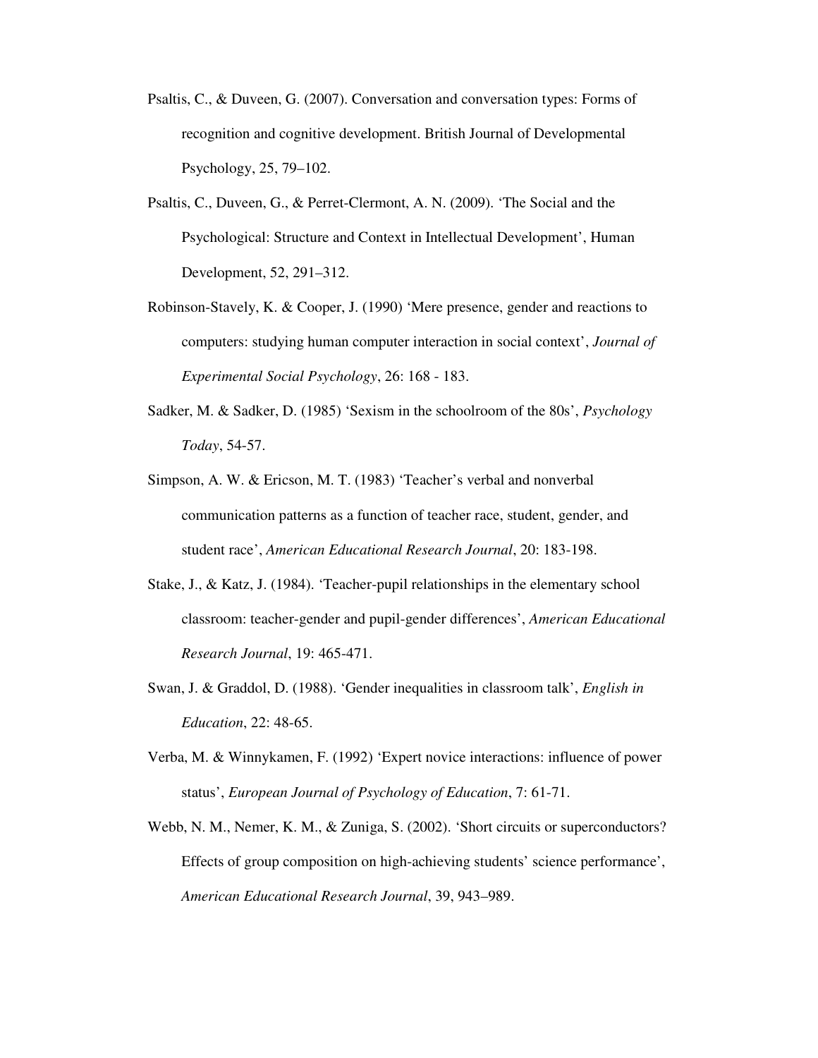Psaltis, C., & Duveen, G. (2007). Conversation and conversation types: Forms of recognition and cognitive development. British Journal of Developmental Psychology, 25, 79–102.

Psaltis, C., Duveen, G., & Perret-Clermont, A. N. (2009). 'The Social and the Psychological: Structure and Context in Intellectual Development', Human Development, 52, 291–312.

Robinson-Stavely, K. & Cooper, J. (1990) 'Mere presence, gender and reactions to computers: studying human computer interaction in social context', *Journal of Experimental Social Psychology*, 26: 168 - 183.

Sadker, M. & Sadker, D. (1985) 'Sexism in the schoolroom of the 80s', *Psychology Today*, 54-57.

Simpson, A. W. & Ericson, M. T. (1983) 'Teacher's verbal and nonverbal communication patterns as a function of teacher race, student, gender, and student race', *American Educational Research Journal*, 20: 183-198.

Stake, J., & Katz, J. (1984). 'Teacher-pupil relationships in the elementary school classroom: teacher-gender and pupil-gender differences', *American Educational Research Journal*, 19: 465-471.

Swan, J. & Graddol, D. (1988). 'Gender inequalities in classroom talk', *English in Education*, 22: 48-65.

Verba, M. & Winnykamen, F. (1992) 'Expert novice interactions: influence of power status', *European Journal of Psychology of Education*, 7: 61-71.

Webb, N. M., Nemer, K. M., & Zuniga, S. (2002). 'Short circuits or superconductors? Effects of group composition on high-achieving students' science performance', *American Educational Research Journal*, 39, 943–989.